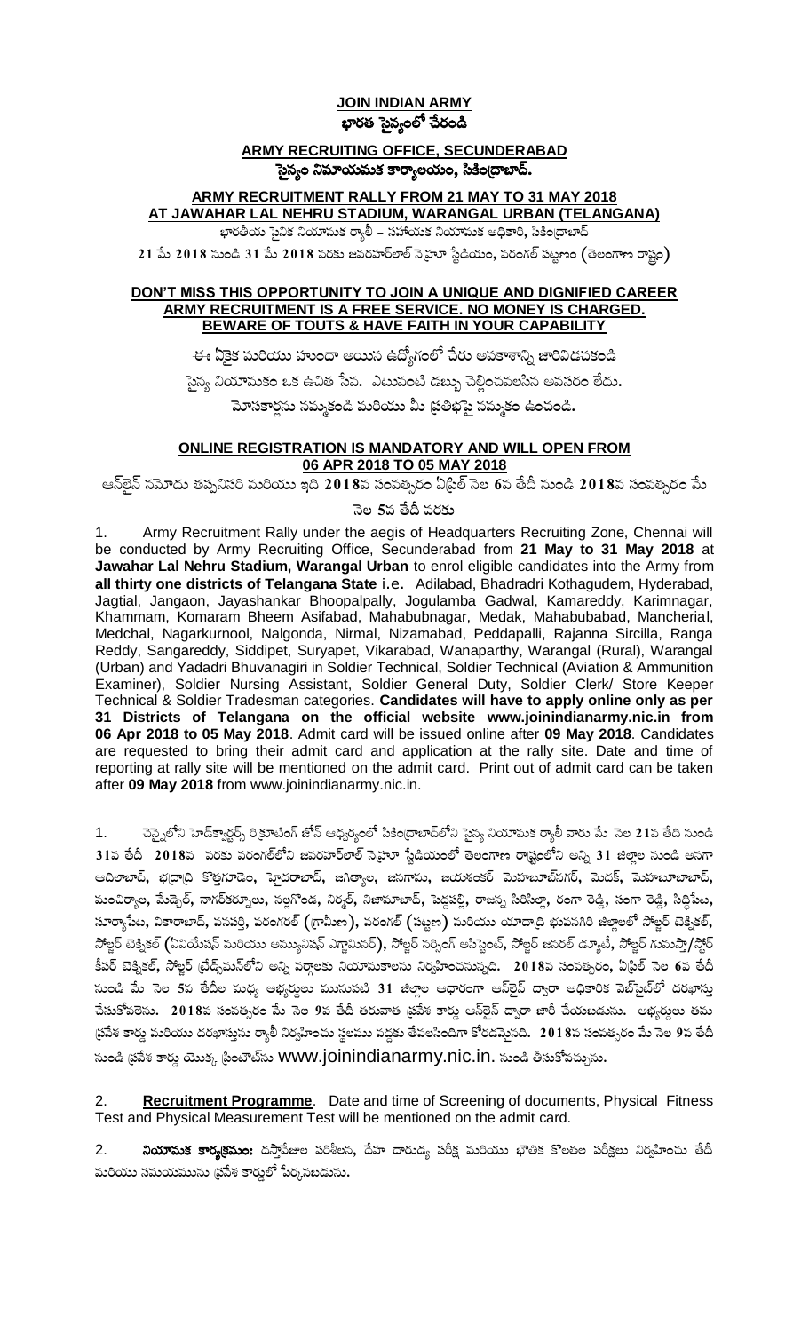# **JOIN INDIAN ARMY**

# భారత సైన్యంలో చేరండి

## **ARMY RECRUITING OFFICE, SECUNDERABAD**

## సైన్యం నియామకమక కార్యాలయం, సికింద్రాబాద్.

### **ARMY RECRUITMENT RALLY FROM 21 MAY TO 31 MAY 2018 AT JAWAHAR LAL NEHRU STADIUM, WARANGAL URBAN (TELANGANA)**

భారతీయ సైనిక నియామక ర్యాలీ – సహాయక నియామక అధికారి, సికింద్రాబాద్

**21 మే 2018 నుండి 31 మే 2018 వరకు జవహర్‌లాల్ నెహ్రూ స్టేడియం, వరంగల్ పట్టణం (తెలంగాణ రాష్ట్రం)**

### **DON'T MISS THIS OPPORTUNITY TO JOIN A UNIQUE AND DIGNIFIED CAREER ARMY RECRUITMENT IS A FREE SERVICE. NO MONEY IS CHARGED. BEWARE OF TOUTS & HAVE FAITH IN YOUR CAPABILITY**

ఈ ఏకైక మరియు హుందా అయిన ఉద్యోగంలో చేరు అవకాశాన్ని జారివిడవకండి

సైన్య నియామకం ఒక ఉచిత సేవ. ఎటువంటి డబ్బు చెల్లించవలసిన అవసరం లేదు.

మోసకార్లను నమ్మకండి మరియు మీ ప్రతిభపై నమ్మకం ఉంచండి.

### **ONLINE REGISTRATION IS MANDATORY AND WILL OPEN FROM 06 APR 2018 TO 05 MAY 2018**

ఆన్‌లైన్ నమోదు తప్పనిసరి మరియు ఇది 2018వ సంవత్సరం ఏప్రిల్ నెల 6వ తేదీ నుండి 2018వ సంవత్సరం మే నెల 5వ తేదీ వరకు

1. Army Recruitment Rally under the aegis of Headquarters Recruiting Zone, Chennai will be conducted by Army Recruiting Office, Secunderabad from **21 May to 31 May 2018** at **Jawahar Lal Nehru Stadium, Warangal Urban** to enrol eligible candidates into the Army from **all thirty one districts of Telangana State** i.e. Adilabad, Bhadradri Kothagudem, Hyderabad, Jagtial, Jangaon, Jayashankar Bhoopalpally, Jogulamba Gadwal, Kamareddy, Karimnagar, Khammam, Komaram Bheem Asifabad, Mahabubnagar, Medak, Mahabubabad, Mancherial, Medchal, Nagarkurnool, Nalgonda, Nirmal, Nizamabad, Peddapalli, Rajanna Sircilla, Ranga Reddy, Sangareddy, Siddipet, Suryapet, Vikarabad, Wanaparthy, Warangal (Rural), Warangal (Urban) and Yadadri Bhuvanagiri in Soldier Technical, Soldier Technical (Aviation & Ammunition Examiner), Soldier Nursing Assistant, Soldier General Duty, Soldier Clerk/ Store Keeper Technical & Soldier Tradesman categories. **Candidates will have to apply online only as per 31 Districts of Telangana on the official website www.joinindianarmy.nic.in from 06 Apr 2018 to 05 May 2018**. Admit card will be issued online after **09 May 2018**. Candidates are requested to bring their admit card and application at the rally site. Date and time of reporting at rally site will be mentioned on the admit card. Print out of admit card can be taken after **09 May 2018** from www.joinindianarmy.nic.in.

1. చెన్నైలోని హెడ్‌క్వార్టర్స్ రిక్రూటింగ్ జోన్ ఆధ్వర్యంలో సికింద్రాబాద్‌లోని సైన్య నియామక ర్యాలీ వారు మే నెల 21వ తేదీ నుండి 31వ తేదీ 2018వ వరకు వరంగల్‌లోని జవహర్‌లాల్ నెహ్రూ స్టేడియంలో తెలంగాణ రాష్ట్రంలోని అన్ని 31 జిల్లాల నుండి అనగా ఆదిలాబాద్, భద్రాద్రి కొత్తగూడెం, హైదరాబాద్, జగిత్యాల, జనగామ, జయశంకర్ భూపాలపల్లి, జోగులాంబ గద్వాల్, కామారెడ్డి, కరీంనగర్, ఖమ్మం, కొమరం భీం ఆసిఫాబాద్, మహబూబ్‌నగర్, మెదక్, మహబూబాబాద్, మంచిర్యాల, మేడ్చల్, నాగర్‌కర్నూలు, నల్లగొండ, నిర్మల్, నిజామాబాద్, పెద్దపల్లి, రాజన్న సిరిసిల్లా, రంగా రెడ్డి, సంగా రెడ్డి, సిద్దిపేట, సూర్యాపేట, వికారాబాద్, వనపర్తి, వరంగల్ (గ్రామీణ), వరంగల్ (పట్టణ) మరియు యాదాద్రి భువనగిరి జిల్లాలలో సోల్జర్ టెక్నికల్, సోల్జర్ టెక్నికల్ (ఏవియేషన్ మరియు అమ్యునిషన్ ఎగ్జామినర్), సోల్జర్ నర్సింగ్ అసిస్టెంట్, సోల్జర్ జనరల్ డ్యూటీ, సోల్జర్ గుమస్తా/స్టోర్ కీపర్ టెక్నికల్, సోల్జర్ ట్రేడ్స్‌మన్‌లోని అన్ని వర్గాలకు నియామకాలను నిర్వహించనున్నది. 2018వ సంవత్సరం, ఏప్రిల్ నెల 6వ తేదీ నుండి మే నెల 5వ తేదీల మధ్య అభ్యర్థులు మునుపటి 31 జిల్లాల ఆధారంగా ఆన్‌లైన్ ద్వారా అధికారిక వెబ్‌సైట్‌లో దరఖాస్తు చేసుకోవలెను. 2018వ సంవత్సరం మే నెల 9వ తేదీ తరువాత ప్రవేశ కార్డు ఆన్‌లైన్ ద్వారా జారీ చేయబడును. అభ్యర్థులు తమ ప్రవేశ కార్డు మరియు దరఖాస్తును ర్యాలీ నిర్వహించు స్థలము వద్దకు తేవలసిందిగా కోరడమైనది. 2018వ సంవత్సరం మే నెల 9వ తేదీ నుండి ప్రవేశ కార్డు యొక్క ప్రింటౌట్‌ను www.joinindianarmy.nic.in. నుండి తీసుకోవచ్చును.

2. **Recruitment Programme**. Date and time of Screening of documents, Physical Fitness Test and Physical Measurement Test will be mentioned on the admit card.

2. **నియామక కార్యక్రమం:** దస్తావేజుల పరిశీలన, దేహ దారుఢ్య పరీక్ష మరియు భౌతిక కొలతల పరీక్షలు నిర్వహించు తేదీ మరియు సమయమును ప్రవేశ కార్డులో పేర్కొనబడును.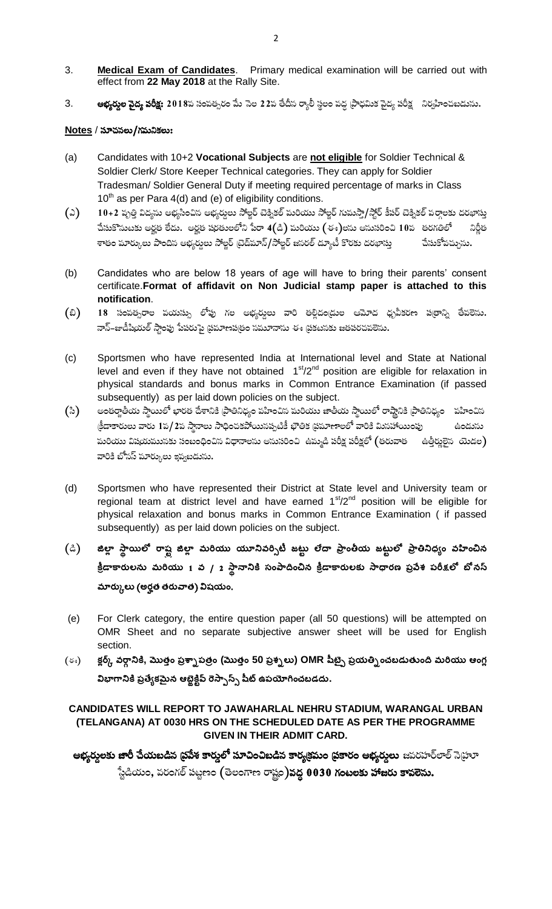3. **Medical Exam of Candidates**. Primary medical examination will be carried out with effect from **22 May 2018** at the Rally Site.

3. **అభ్యర్థుల వైద్య పరీక్ష: 2018**వ సంవత్సరం మే నెల **22**వ తేదీన ర్యాలీ స్థలం వద్ద ప్రాథమిక వైద్య పరీక్ష నిర్వహించబడును.

**Notes / సూచనలు/గమనికలు:**

(a) Candidates with 10+2 **Vocational Subjects** are **not eligible** for Soldier Technical & Soldier Clerk/ Store Keeper Technical categories. They can apply for Soldier Tradesman/ Soldier General Duty if meeting required percentage of marks in Class 10th as per Para 4(d) and (e) of eligibility conditions.

(ఎ) **10+2** వృత్తి విద్యను అభ్యసించిన అభ్యర్థులు సోల్జర్ టెక్నికల్ మరియు సోల్జర్ గుమస్తా/స్టోర్ కీపర్ టెక్నికల్ వర్గాలకు దరఖాస్తు చేసుకొనుటకు అర్హత లేదు. అర్హత షరతులలోని పేరా **4**(డి) మరియు (ఈ)లను అనుసరించి **10**వ తరగతిలో నిర్ణీత శాతం మార్కులు పొందిన అభ్యర్థులు సోల్జర్ ట్రేడ్స్‌మాన్/సోల్జర్ జనరల్ డ్యూటీ కొరకు దరఖాస్తు చేసుకోవచ్చును.

(b) Candidates who are below 18 years of age will have to bring their parents' consent certificate.**Format of affidavit on Non Judicial stamp paper is attached to this notification**.

(బి) **18** సంవత్సరాల వయస్సు లోపు గల అభ్యర్థులు వారి తల్లిదండ్రుల ఆమోద ధృవీకరణ పత్రాన్ని తేవలెను. నాన్-జుడీషియల్ స్టాంపు పేపరుపై ప్రమాణపత్రం నమూనాను ఈ ప్రకటనకు జతపరచబడెను.

(c) Sportsmen who have represented India at International level and State at National level and even if they have not obtained 1st/2nd position are eligible for relaxation in physical standards and bonus marks in Common Entrance Examination (if passed subsequently) as per laid down policies on the subject.

(సి) అంతర్జాతీయ స్థాయిలో భారత దేశానికి ప్రాతినిధ్యం వహించిన మరియు జాతీయ స్థాయిలో రాష్ట్రానికి ప్రాతినిధ్యం వహించిన క్రీడాకారులు వారు **1**వ/**2**వ స్థానాలు సాధించకపోయినప్పటికీ భౌతిక ప్రమాణాలలో వారికి మినహాయింపు ఉండును మరియు విషయమునకు సంబంధించిన విధానాలను అనుసరించి ఉమ్మడి పరీక్ష పరీక్షలో (తరువాత ఉత్తీర్ణులైన యెడల) వారికి బోనస్ మార్కులు ఇవ్వబడును.

(d) Sportsmen who have represented their District at State level and University team or regional team at district level and have earned 1st/2nd position will be eligible for physical relaxation and bonus marks in Common Entrance Examination ( if passed subsequently) as per laid down policies on the subject.

(డి) **జిల్లా స్థాయిలో రాష్ట్ర జిల్లా మరియు యూనివర్సిటీ జట్టు లేదా ప్రాంతీయ జట్టులో ప్రాతినిధ్యం వహించిన క్రీడాకారులను మరియు 1 వ / 2 స్థానానికి సంపాదించిన క్రీడాకారులకు సాధారణ ప్రవేశ పరీక్షలో బోనస్ మార్కులు (అర్హత తరువాత) విషయం.**

(e) For Clerk category, the entire question paper (all 50 questions) will be attempted on OMR Sheet and no separate subjective answer sheet will be used for English section.

(ఈ) **క్లర్క్ వర్గానికి, మొత్తం ప్రశ్నాపత్రం (మొత్తం 50 ప్రశ్నలు) OMR షీట్పై ప్రయత్నించబడుతుంది మరియు ఆంగ్ల విభాగానికి ప్రత్యేకమైన ఆబ్జెక్టివ్ రెస్పాన్స్ షీట్ ఉపయోగించబడదు.**

**CANDIDATES WILL REPORT TO JAWAHARLAL NEHRU STADIUM, WARANGAL URBAN (TELANGANA) AT 0030 HRS ON THE SCHEDULED DATE AS PER THE PROGRAMME GIVEN IN THEIR ADMIT CARD.**

**అభ్యర్థులకు జారీ చేయబడిన ప్రవేశ కార్డులో సూచించబడిన కార్యక్రమం ప్రకారం అభ్యర్థులు** జవహర్‌లాల్ నెహ్రూ స్టేడియం, వరంగల్ పట్టణం (తెలంగాణ రాష్ట్రం)**వద్ద 0030 గంటలకు హాజరు కావలెను.**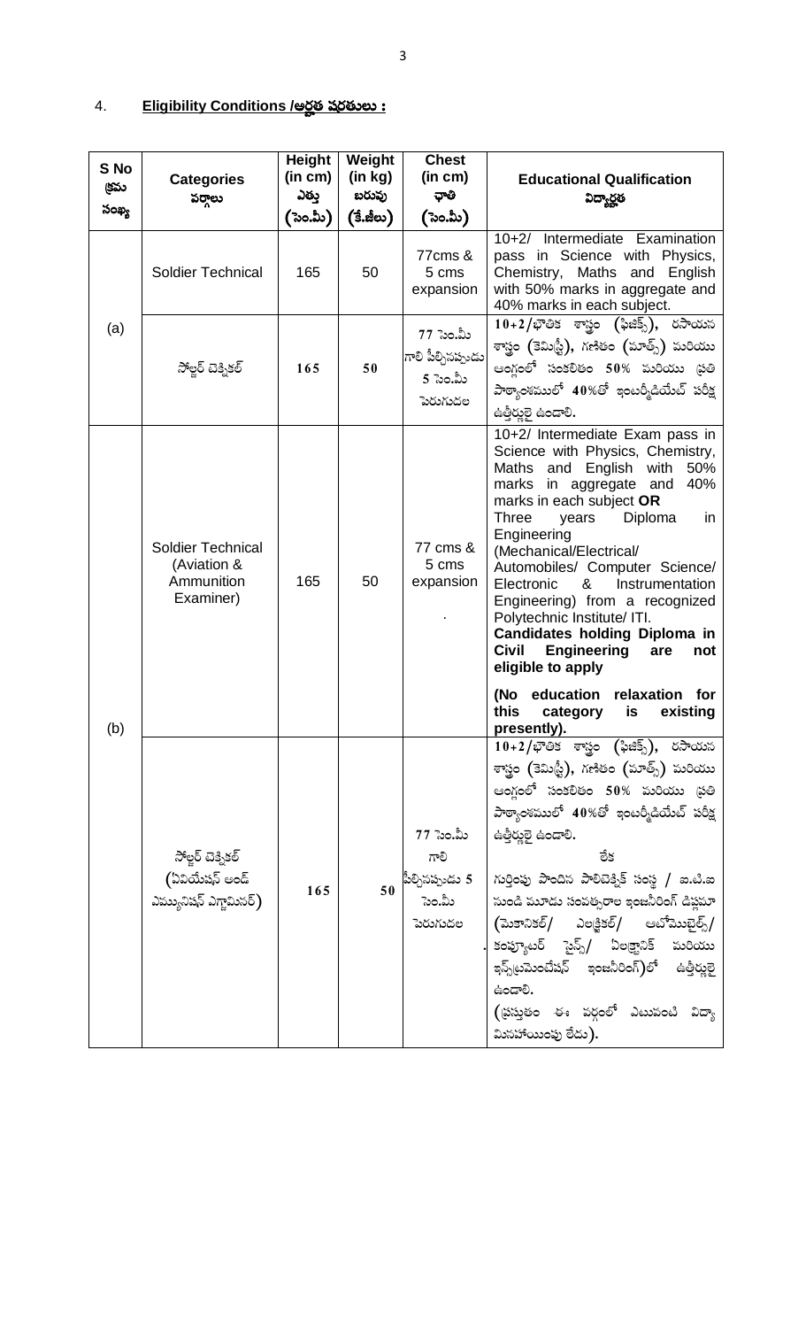4. **Eligibility Conditions /అర్హత షరతులు :**

| S No క్రమ సంఖ్య | Categories వర్గాలు | Height (in cm) ఎత్తు (సెం.మీ) | Weight (in kg) బరువు (కే.జీలు) | Chest (in cm) ఛాతి (సెం.మీ) | Educational Qualification విద్యార్హత |
|---|---|---|---|---|---|
| (a) | Soldier Technical | 165 | 50 | 77cms & 5 cms expansion | 10+2/ Intermediate Examination pass in Science with Physics, Chemistry, Maths and English with 50% marks in aggregate and 40% marks in each subject. |
| | సోల్జర్ టెక్నికల్ | 165 | 50 | 77 సెం.మీ గాలి పీల్చినప్పుడు 5 సెం.మీ పెరుగుదల | 10+2/భౌతిక శాస్త్రం (ఫిజిక్స్), రసాయన శాస్త్రం (కెమిస్ట్రీ), గణితం (మాత్స్) మరియు ఆంగ్లంలో సంకలితం 50% మరియు ప్రతి పాఠ్యాంశములో 40%తో ఇంటర్మీడియేట్ పరీక్ష ఉత్తీర్ణులై ఉండాలి. |
| (b) | Soldier Technical (Aviation & Ammunition Examiner) | 165 | 50 | 77 cms & 5 cms expansion | 10+2/ Intermediate Exam pass in Science with Physics, Chemistry, Maths and English with 50% marks in aggregate and 40% marks in each subject **OR** Three years Diploma in Engineering (Mechanical/Electrical/ Automobiles/ Computer Science/ Electronic & Instrumentation Engineering) from a recognized Polytechnic Institute/ ITI. **Candidates holding Diploma in Civil Engineering are not eligible to apply** **(No education relaxation for this category is existing presently).** |
| | సోల్జర్ టెక్నికల్ (ఏవియేషన్ అండ్ ఎమ్యునిషన్ ఎగ్జామినర్) | 165 | 50 | 77 సెం.మీ గాలి పీల్చినప్పుడు 5 సెం.మీ పెరుగుదల | 10+2/భౌతిక శాస్త్రం (ఫిజిక్స్), రసాయన శాస్త్రం (కెమిస్ట్రీ), గణితం (మాత్స్) మరియు ఆంగ్లంలో సంకలితం 50% మరియు ప్రతి పాఠ్యాంశములో 40%తో ఇంటర్మీడియేట్ పరీక్ష ఉత్తీర్ణులై ఉండాలి. లేక గుర్తింపు పొందిన పాలిటెక్నిక్ సంస్థ / ఐ.టి.ఐ నుండి మూడు సంవత్సరాల ఇంజనీరింగ్ డిప్లమా (మెకానికల్/ ఎలక్ట్రికల్/ ఆటోమొబైల్స్/ కంప్యూటర్ సైన్స్/ ఎలక్ట్రానిక్ మరియు ఇన్స్ట్రుమెంటేషన్ ఇంజనీరింగ్)లో ఉత్తీర్ణులై ఉండాలి. (ప్రస్తుతం ఈ వర్గంలో ఎటువంటి విద్యా మినహాయింపు లేదు). |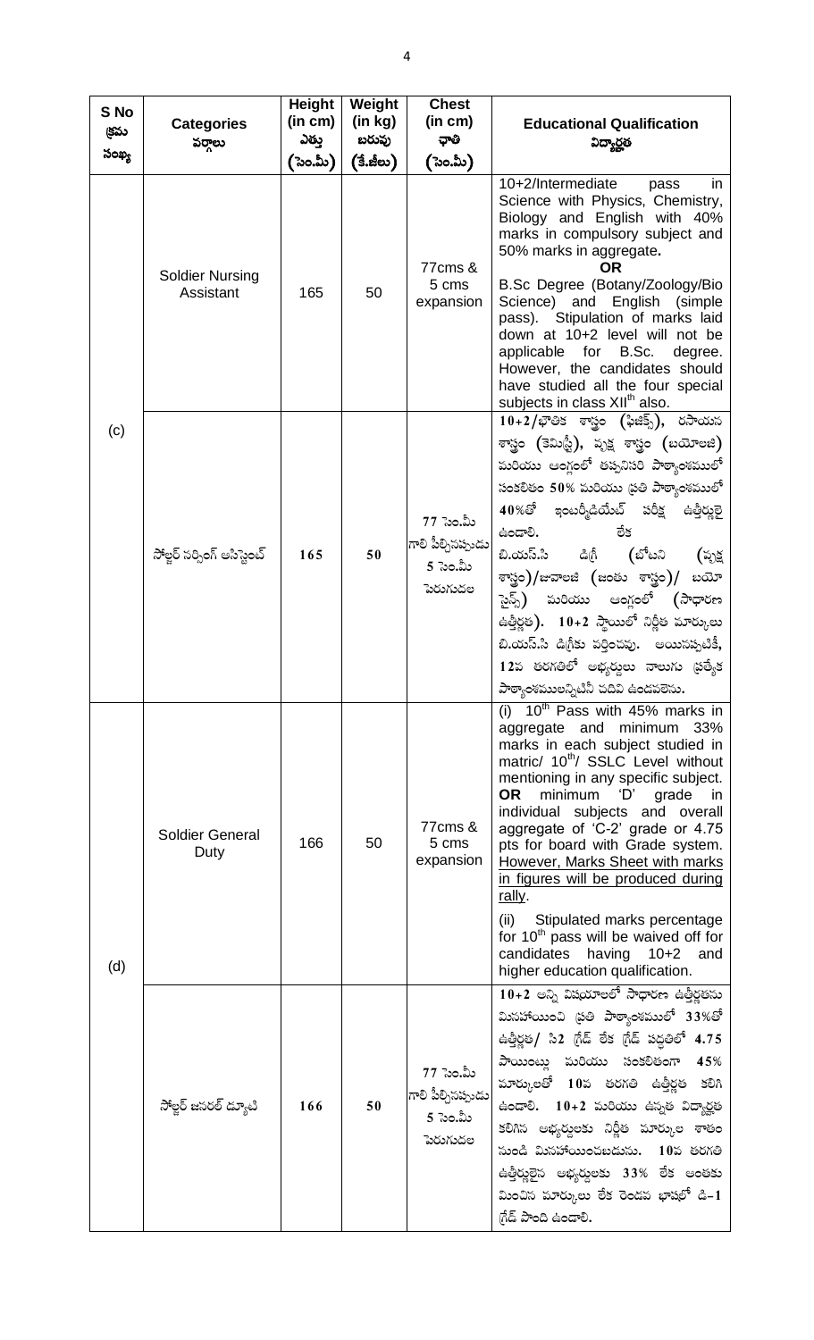| S No క్రమ సంఖ్య | Categories వర్గాలు | Height (in cm) ఎత్తు (సెం.మీ) | Weight (in kg) బరువు (కి.జీలు) | Chest (in cm) ఛాతి (సెం.మీ) | Educational Qualification విద్యార్హత |
|---|---|---|---|---|---|
| (c) | Soldier Nursing Assistant | 165 | 50 | 77cms & 5 cms expansion | 10+2/Intermediate pass in Science with Physics, Chemistry, Biology and English with 40% marks in compulsory subject and 50% marks in aggregate. **OR** B.Sc Degree (Botany/Zoology/Bio Science) and English (simple pass). Stipulation of marks laid down at 10+2 level will not be applicable for B.Sc. degree. However, the candidates should have studied all the four special subjects in class XII[th] also. |
| | సోల్జర్ నర్సింగ్ అసిస్టెంట్ | 165 | 50 | 77 సెం.మీ గాలి పీల్చినప్పుడు 5 సెం.మీ పెరుగుదల | 10+2/భౌతిక శాస్త్రం (ఫిజిక్స్), రసాయన శాస్త్రం (కెమిస్ట్రీ), వృక్ష శాస్త్రం (బయోలజి) మరియు ఆంగ్లంలో తప్పనిసరి పాఠ్యాంశములో సంకలితం 50% మరియు ప్రతి పాఠ్యాంశములో 40%తో ఇంటర్మీడియేట్ పరీక్ష ఉత్తీర్ణులై ఉండాలి. లేక బి.యస్.సి డిగ్రీ (బోటని (వృక్ష శాస్త్రం)/జువాలజి (జంతు శాస్త్రం)/ బయో సైన్స్) మరియు ఆంగ్లంలో (సాధారణ ఉత్తీర్ణత). 10+2 స్థాయిలో నిర్ణీత మార్కులు బి.యస్.సి డిగ్రీకు వర్తించవు. అయినప్పటికీ, 12వ తరగతిలో అభ్యర్థులు నాలుగు ప్రత్యేక పాఠ్యాంశములన్నిటినీ చదివి ఉండవలెను. |
| (d) | Soldier General Duty | 166 | 50 | 77cms & 5 cms expansion | (i) 10[th] Pass with 45% marks in aggregate and minimum 33% marks in each subject studied in matric/ 10[th]/ SSLC Level without mentioning in any specific subject. **OR** minimum 'D' grade in individual subjects and overall aggregate of 'C-2' grade or 4.75 pts for board with Grade system. <u>However, Marks Sheet with marks in figures will be produced during rally</u>. (ii) Stipulated marks percentage for 10[th] pass will be waived off for candidates having 10+2 and higher education qualification. |
| | సోల్జర్ జనరల్ డ్యూటి | 166 | 50 | 77 సెం.మీ గాలి పీల్చినప్పుడు 5 సెం.మీ పెరుగుదల | 10+2 అన్ని విషయాలలో సాధారణ ఉత్తీర్ణతను మినహాయించి ప్రతి పాఠ్యాంశములో 33%తో ఉత్తీర్ణత/ సి2 గ్రేడ్ లేక గ్రేడ్ పద్ధతిలో 4.75 పాయింట్లు మరియు సంకలితంగా 45% మార్కులతో 10వ తరగతి ఉత్తీర్ణత కలిగి ఉండాలి. 10+2 మరియు ఉన్నత విద్యార్హత కలిగిన అభ్యర్థులకు నిర్ణీత మార్కుల శాతం నుండి మినహాయించబడును. 10వ తరగతి ఉత్తీర్ణులైన అభ్యర్థులకు 33% లేక అంతకు మించిన మార్కులు లేక రెండవ భాషలో డి-1 గ్రేడ్ పొంది ఉండాలి. |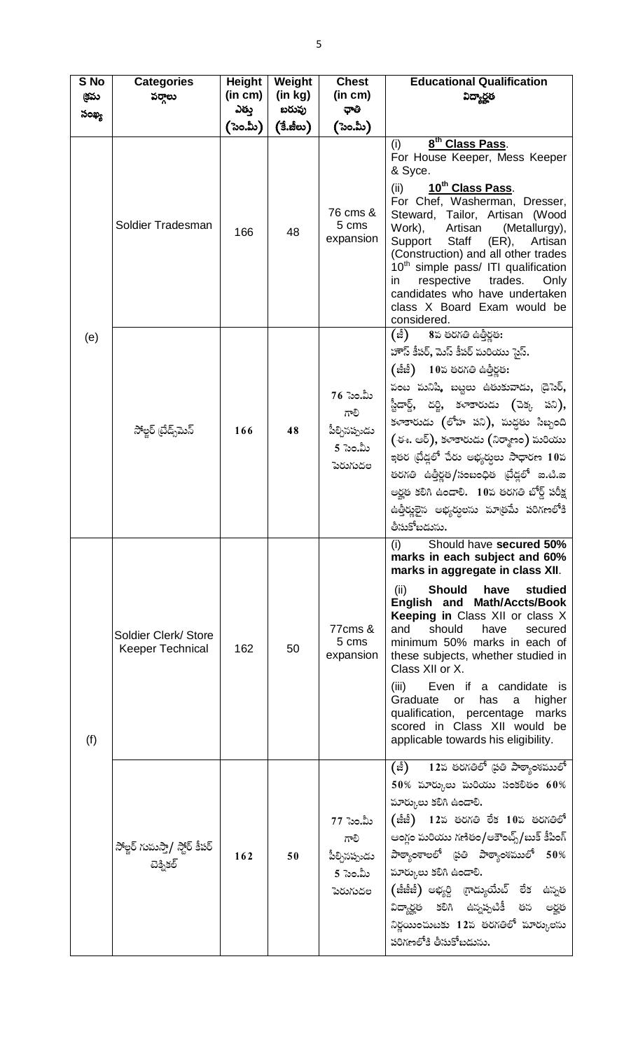| S No క్రమ సంఖ్య | Categories వర్గాలు | Height (in cm) ఎత్తు (సెం.మీ) | Weight (in kg) బరువు (కే.జీలు) | Chest (in cm) ఛాతి (సెం.మీ) | Educational Qualification విద్యార్హత |
|---|---|---|---|---|---|
| (e) | Soldier Tradesman | 166 | 48 | 76 cms & 5 cms expansion | (i) **8th Class Pass**. For House Keeper, Mess Keeper & Syce.<br>(ii) **10th Class Pass**. For Chef, Washerman, Dresser, Steward, Tailor, Artisan (Wood Work), Artisan (Metallurgy), Support Staff (ER), Artisan (Construction) and all other trades 10th simple pass/ ITI qualification in respective trades. Only candidates who have undertaken class X Board Exam would be considered. |
| | సోల్జర్ ట్రేడ్స్‌మెన్ | 166 | 48 | 76 సెం.మీ గాలి పీల్చినప్పుడు 5 సెం.మీ పెరుగుదల | (ఐ) 8వ తరగతి ఉత్తీర్ణత:<br>హౌస్ కీపర్, మెస్ కీపర్ మరియు సైస్.<br>(ఐఐ) 10వ తరగతి ఉత్తీర్ణత:<br>వంట మనిషి, బట్టలు ఉతుకువాడు, డ్రెసెర్, స్టీవార్డ్, దర్జి, కళాకారుడు (చెక్క పని), కళాకారుడు (లోహ పని), మద్దతు సిబ్బంది (ఈ. ఆర్), కళాకారుడు (నిర్మాణం) మరియు ఇతర ట్రేడ్లలో చేరు అభ్యర్థులు సాధారణ 10వ తరగతి ఉత్తీర్ణత/సంబంధిత ట్రేడ్లలో ఐ.టి.ఐ అర్హత కలిగి ఉండాలి. 10వ తరగతి బోర్డ్ పరీక్ష ఉత్తీర్ణులైన అభ్యర్థులను మాత్రమే పరిగణలోకి తీసుకోబడును. |
| (f) | Soldier Clerk/ Store Keeper Technical | 162 | 50 | 77cms & 5 cms expansion | (i) Should have **secured 50% marks in each subject and 60% marks in aggregate in class XII**.<br>(ii) **Should have studied English and Math/Accts/Book Keeping in** Class XII or class X and should have secured minimum 50% marks in each of these subjects, whether studied in Class XII or X.<br>(iii) Even if a candidate is Graduate or has a higher qualification, percentage marks scored in Class XII would be applicable towards his eligibility. |
| | సోల్జర్ గుమస్తా/ స్టోర్ కీపర్ టెక్నికల్ | 162 | 50 | 77 సెం.మీ గాలి పీల్చినప్పుడు 5 సెం.మీ పెరుగుదల | (ఐ) 12వ తరగతిలో ప్రతి పాఠ్యాంశములో 50% మార్కులు మరియు సంకలితం 60% మార్కులు కలిగి ఉండాలి.<br>(ఐఐ) 12వ తరగతి లేక 10వ తరగతిలో ఆంగ్లం మరియు గణితం/అకౌంట్స్/బుక్ కీపింగ్ పాఠ్యాంశాలలో ప్రతి పాఠ్యాంశములో 50% మార్కులు కలిగి ఉండాలి.<br>(ఐఐఐ) అభ్యర్థి గ్రాడ్యుయేట్ లేక ఉన్నత విద్యార్హత కలిగి ఉన్నప్పటికీ తన అర్హత నిర్ణయించుటకు 12వ తరగతిలో మార్కులను పరిగణలోకి తీసుకోబడును. |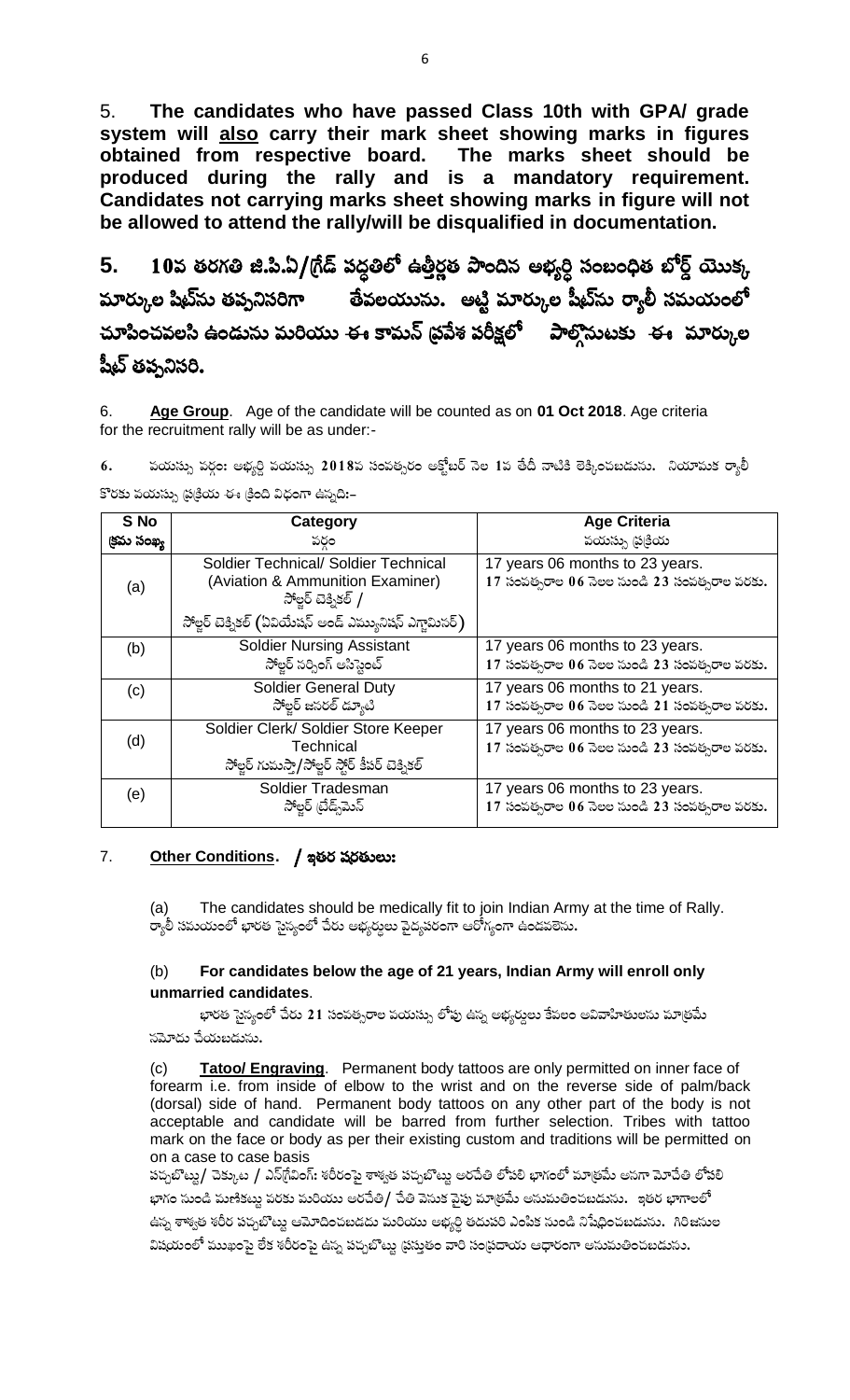5. **The candidates who have passed Class 10th with GPA/ grade system will <u>also</u> carry their mark sheet showing marks in figures obtained from respective board. The marks sheet should be produced during the rally and is a mandatory requirement. Candidates not carrying marks sheet showing marks in figure will not be allowed to attend the rally/will be disqualified in documentation.**

**5. 10వ తరగతి జి.పి.ఏ/గ్రేడ్ పద్ధతిలో ఉత్తీర్ణత పొందిన అభ్యర్థి సంబంధిత బోర్డ్ యొక్క మార్కుల షీట్‌ను తప్పనిసరిగా తేవలయును. అట్టి మార్కుల షీట్‌ను ర్యాలీ సమయంలో చూపించవలసి ఉండును మరియు ఈ కామన్ ప్రవేశ పరీక్షలో పాల్గొనుటకు ఈ మార్కుల షీట్ తప్పనిసరి.**

6. **<u>Age Group</u>**. Age of the candidate will be counted as on **01 Oct 2018**. Age criteria for the recruitment rally will be as under:-

6. వయస్సు వర్గం: అభ్యర్థి వయస్సు 2018వ సంవత్సరం అక్టోబర్ నెల 1వ తేదీ నాటికి లెక్కించబడును. నియామక ర్యాలీ కొరకు వయస్సు ప్రక్రియ ఈ క్రింది విధంగా ఉన్నది:-

| S No<br>క్రమ సంఖ్య | Category<br>వర్గం | Age Criteria<br>వయస్సు ప్రక్రియ |
|---|---|---|
| (a) | Soldier Technical/ Soldier Technical (Aviation & Ammunition Examiner)<br>సోల్జర్ టెక్నికల్ / సోల్జర్ టెక్నికల్ (ఏవియేషన్ అండ్ ఎమ్యునిషన్ ఎగ్జామినర్) | 17 years 06 months to 23 years.<br>17 సంవత్సరాల 06 నెలల నుండి 23 సంవత్సరాల వరకు. |
| (b) | Soldier Nursing Assistant<br>సోల్జర్ నర్సింగ్ అసిస్టెంట్ | 17 years 06 months to 23 years.<br>17 సంవత్సరాల 06 నెలల నుండి 23 సంవత్సరాల వరకు. |
| (c) | Soldier General Duty<br>సోల్జర్ జనరల్ డ్యూటి | 17 years 06 months to 21 years.<br>17 సంవత్సరాల 06 నెలల నుండి 21 సంవత్సరాల వరకు. |
| (d) | Soldier Clerk/ Soldier Store Keeper Technical<br>సోల్జర్ గుమస్తా/సోల్జర్ స్టోర్ కీపర్ టెక్నికల్ | 17 years 06 months to 23 years.<br>17 సంవత్సరాల 06 నెలల నుండి 23 సంవత్సరాల వరకు. |
| (e) | Soldier Tradesman<br>సోల్జర్ ట్రేడ్స్‌మెన్ | 17 years 06 months to 23 years.<br>17 సంవత్సరాల 06 నెలల నుండి 23 సంవత్సరాల వరకు. |

7. **<u>Other Conditions</u>. / ఇతర షరతులు:**

(a) The candidates should be medically fit to join Indian Army at the time of Rally.
ర్యాలీ సమయంలో భారత సైన్యంలో చేరు అభ్యర్థులు వైద్యపరంగా ఆరోగ్యంగా ఉండవలెను.

(b) **For candidates below the age of 21 years, Indian Army will enroll only unmarried candidates**.

భారత సైన్యంలో చేరు 21 సంవత్సరాల వయస్సు లోపు ఉన్న అభ్యర్థులు కేవలం అవివాహితులను మాత్రమే నమోదు చేయబడును.

(c) **<u>Tatoo/ Engraving</u>**. Permanent body tattoos are only permitted on inner face of forearm i.e. from inside of elbow to the wrist and on the reverse side of palm/back (dorsal) side of hand. Permanent body tattoos on any other part of the body is not acceptable and candidate will be barred from further selection. Tribes with tattoo mark on the face or body as per their existing custom and traditions will be permitted on a case to case basis

పచ్చబొట్టు/ చెక్కుట / ఎన్‌గ్రేవింగ్: శరీరంపై శాశ్వత పచ్చబొట్టు అరచేతి లోపలి భాగంలో మాత్రమే అనగా మోచేతి లోపలి భాగం నుండి మణికట్టు వరకు మరియు అరచేతి/ చేతి వెనుక వైపు మాత్రమే అనుమతించబడును. ఇతర భాగాలలో ఉన్న శాశ్వత శరీర పచ్చబొట్టు ఆమోదించబడదు మరియు అభ్యర్థి తదుపరి ఎంపిక నుండి నిషేధించబడును. గిరిజనుల విషయంలో ముఖంపై లేక శరీరంపై ఉన్న పచ్చబొట్టు ప్రస్తుతం వారి సంప్రదాయ ఆధారంగా అనుమతించబడును.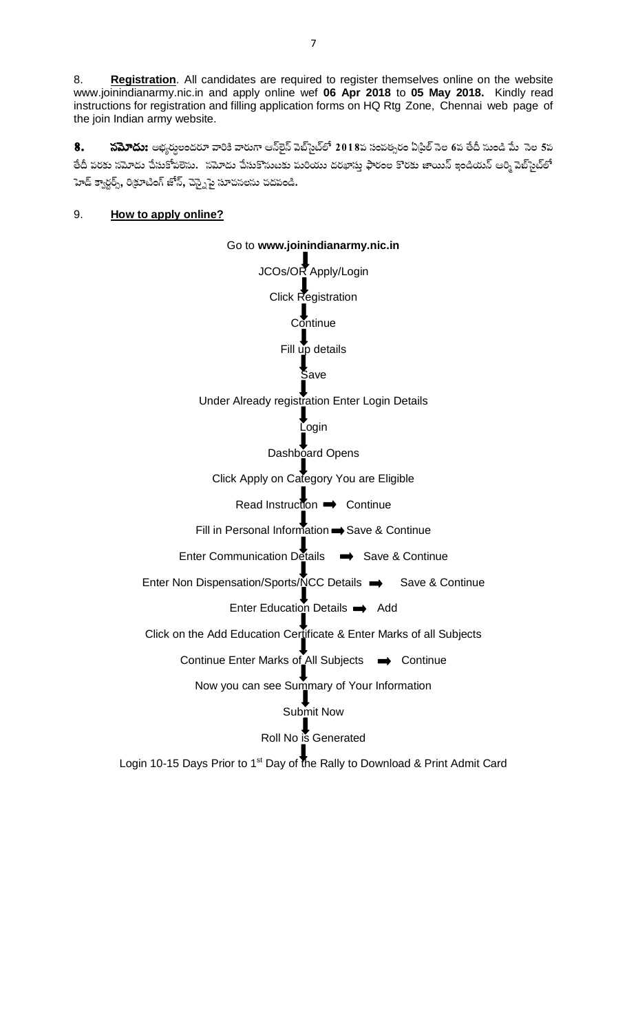8. **Registration**. All candidates are required to register themselves online on the website www.joinindianarmy.nic.in and apply online wef **06 Apr 2018** to **05 May 2018.** Kindly read instructions for registration and filling application forms on HQ Rtg Zone, Chennai web page of the join Indian army website.

**8. నమోదు:** అభ్యర్థులందరూ వారికి వారుగా ఆన్‌లైన్ వెబ్‌సైట్‌లో **2018**వ సంవత్సరం ఏప్రిల్ నెల **6**వ తేదీ నుండి మే నెల **5**వ తేదీ వరకు నమోదు చేసుకోవలెను. నమోదు చేసుకొనుటకు మరియు దరఖాస్తు ఫారంల కొరకు జాయిన్ ఇండియన్ ఆర్మీ వెబ్‌సైట్‌లో హెడ్ క్వార్టర్స్, రిక్రూటింగ్ జోన్, చెన్నైపై సూచనలను చదవండి.

9. **How to apply online?**

Go to **www.joinindianarmy.nic.in**
↓
JCOs/OR Apply/Login
↓
Click Registration
↓
Continue
↓
Fill up details
↓
Save
↓
Under Already registration Enter Login Details
↓
Login
↓
Dashboard Opens
↓
Click Apply on Category You are Eligible
↓
Read Instruction → Continue
↓
Fill in Personal Information → Save & Continue
↓
Enter Communication Details → Save & Continue
↓
Enter Non Dispensation/Sports/NCC Details → Save & Continue
↓
Enter Education Details → Add
↓
Click on the Add Education Certificate & Enter Marks of all Subjects
↓
Continue Enter Marks of All Subjects → Continue
↓
Now you can see Summary of Your Information
↓
Submit Now
↓
Roll No is Generated
↓
Login 10-15 Days Prior to 1st Day of the Rally to Download & Print Admit Card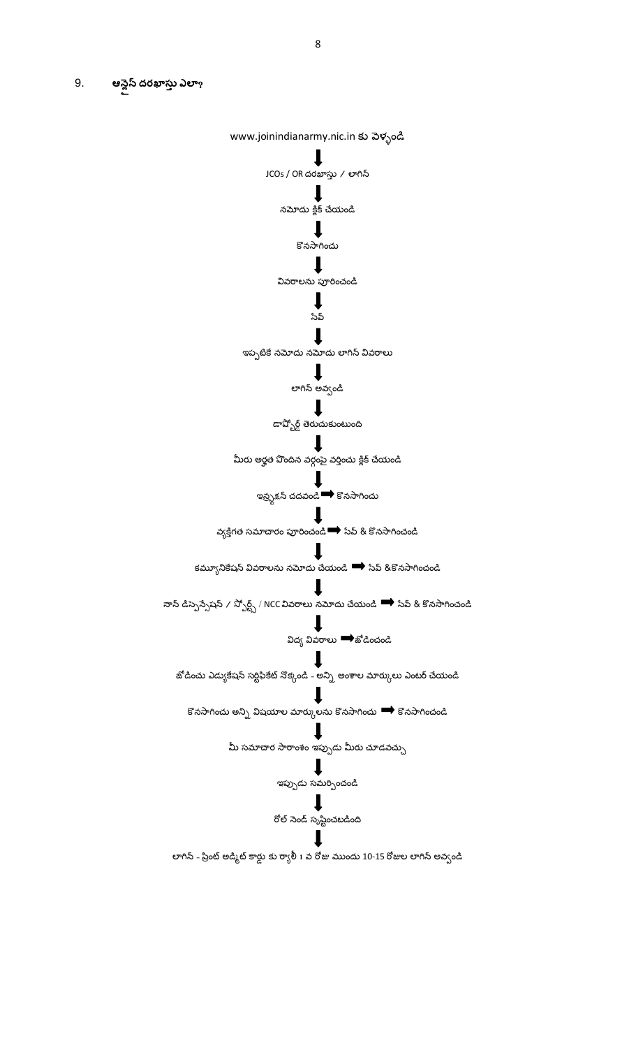## 9. ఆన్లైన్ దరఖాస్తు ఎలా?

www.joinindianarmy.nic.in కు వెళ్ళండి

↓

JCOs / OR దరఖాస్తు / లాగిన్

↓

నమోదు క్లిక్ చేయండి

↓

కొనసాగించు

↓

వివరాలను పూరించండి

↓

సేవ్

↓

ఇప్పటికే నమోదు నమోదు లాగిన్ వివరాలు

↓

లాగిన్ అవ్వండి

↓

డాష్బోర్డ్ తెరుచుకుంటుంది

↓

మీరు అర్హత పొందిన వర్గంపై వర్తించు క్లిక్ చేయండి

↓

ఇన్స్ట్రక్షన్ చదవండి ➡ కొనసాగించు

↓

వ్యక్తిగత సమాచారం పూరించండి ➡ సేవ్ & కొనసాగించండి

↓

కమ్యూనికేషన్ వివరాలను నమోదు చేయండి ➡ సేవ్ &కొనసాగించండి

↓

నాన్ డిస్పెన్సేషన్ / స్పోర్ట్స్ / NCC వివరాలు నమోదు చేయండి ➡ సేవ్ & కొనసాగించండి

↓

విద్య వివరాలు ➡ జోడించండి

↓

జోడించు ఎడ్యుకేషన్ సర్టిఫికేట్ నొక్కండి - అన్ని అంశాల మార్కులు ఎంటర్ చేయండి

↓

కొనసాగించు అన్ని విషయాల మార్కులను కొనసాగించు ➡ కొనసాగించండి

↓

మీ సమాచార సారాంశం ఇప్పుడు మీరు చూడవచ్చు

↓

ఇప్పుడు సమర్పించండి

↓

రోల్ సెండ్ సృష్టించబడింది

↓

లాగిన్ - ప్రింట్ అడ్మిట్ కార్డు కు ర్యాలీ 1 వ రోజు ముందు 10-15 రోజుల లాగిన్ అవ్వండి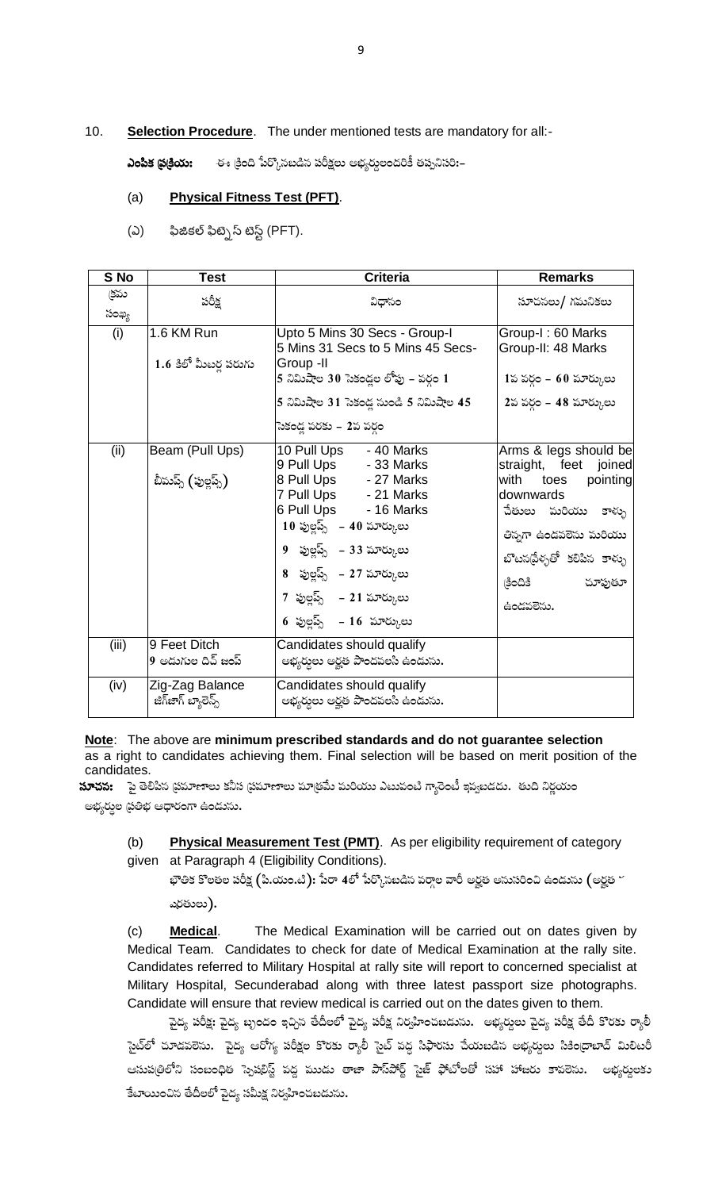10. **Selection Procedure**. The under mentioned tests are mandatory for all:-

**ఎంపిక ప్రక్రియ:** ఈ క్రింది పేర్కొనబడిన పరీక్షలు అభ్యర్థులందరికీ తప్పనిసరి:–

(a) **Physical Fitness Test (PFT)**.

(ఎ) ఫిజికల్ ఫిట్నెస్ టెస్ట్ (PFT).

| S No | Test | Criteria | Remarks |
|---|---|---|---|
| క్రమ సంఖ్య | పరీక్ష | విధానం | సూచనలు/ గమనికలు |
| (i) | 1.6 KM Run<br>1.6 కిలో మీటర్ల పరుగు | Upto 5 Mins 30 Secs - Group-I<br>5 Mins 31 Secs to 5 Mins 45 Secs-Group -II<br>5 నిమిషాల 30 సెకండ్ల లోపు – వర్గం 1<br>5 నిమిషాల 31 సెకండ్ల నుండి 5 నిమిషాల 45 సెకండ్ల వరకు – 2వ వర్గం | Group-I : 60 Marks<br>Group-II: 48 Marks<br>1వ వర్గం – 60 మార్కులు<br>2వ వర్గం – 48 మార్కులు |
| (ii) | Beam (Pull Ups)<br>బీమ్స్ (పుల్లప్స్) | 10 Pull Ups - 40 Marks<br>9 Pull Ups - 33 Marks<br>8 Pull Ups - 27 Marks<br>7 Pull Ups - 21 Marks<br>6 Pull Ups - 16 Marks<br>10 పుల్లప్స్ – 40 మార్కులు<br>9 పుల్లప్స్ – 33 మార్కులు<br>8 పుల్లప్స్ – 27 మార్కులు<br>7 పుల్లప్స్ – 21 మార్కులు<br>6 పుల్లప్స్ – 16 మార్కులు | Arms & legs should be straight, feet joined with toes pointing downwards<br>చేతులు మరియు కాళ్ళు తిన్నగా ఉండవలెను మరియు బొటనవ్రేళ్ళతో కలిపిన కాళ్ళు క్రిందికి చూపుతూ ఉండవలెను. |
| (iii) | 9 Feet Ditch<br>9 అడుగుల దిచ్ జంప్ | Candidates should qualify<br>అభ్యర్థులు అర్హత పొందవలసి ఉండును. | |
| (iv) | Zig-Zag Balance<br>జిగ్‌జాగ్ బ్యాలెన్స్ | Candidates should qualify<br>అభ్యర్థులు అర్హత పొందవలసి ఉండును. | |

**Note**: The above are **minimum prescribed standards and do not guarantee selection** as a right to candidates achieving them. Final selection will be based on merit position of the candidates.

**సూచన:** పై తెలిపిన ప్రమాణాలు కనీస ప్రమాణాలు మాత్రమే మరియు ఎటువంటి గ్యారెంటీ ఇవ్వబడదు. తుది నిర్ణయం అభ్యర్థుల ప్రతిభ ఆధారంగా ఉండును.

(b) **Physical Measurement Test (PMT)**. As per eligibility requirement of category given at Paragraph 4 (Eligibility Conditions).

భౌతిక కొలతల పరీక్ష (పి.యం.టి): పేరా 4లో పేర్కొనబడిన వర్గాల వారీ అర్హత అనుసరించి ఉండును (అర్హత షరతులు).

(c) **Medical**. The Medical Examination will be carried out on dates given by Medical Team. Candidates to check for date of Medical Examination at the rally site. Candidates referred to Military Hospital at rally site will report to concerned specialist at Military Hospital, Secunderabad along with three latest passport size photographs. Candidate will ensure that review medical is carried out on the dates given to them.

వైద్య పరీక్ష: వైద్య బృందం ఇచ్చిన తేదీలలో వైద్య పరీక్ష నిర్వహించబడును. అభ్యర్థులు వైద్య పరీక్ష తేదీ కొరకు ర్యాలీ సైట్‌లో చూడవలెను. వైద్య ఆరోగ్య పరీక్షల కొరకు ర్యాలీ సైట్ వద్ద సిఫారసు చేయబడిన అభ్యర్థులు సికింద్రాబాద్ మిలిటరీ ఆసుపత్రిలోని సంబంధిత స్పెషలిస్ట్ వద్ద మూడు తాజా పాస్‌పోర్ట్ సైజ్ ఫోటోలతో సహా హాజరు కావలెను. అభ్యర్థులకు కేటాయించిన తేదీలలో వైద్య సమీక్ష నిర్వహించబడును.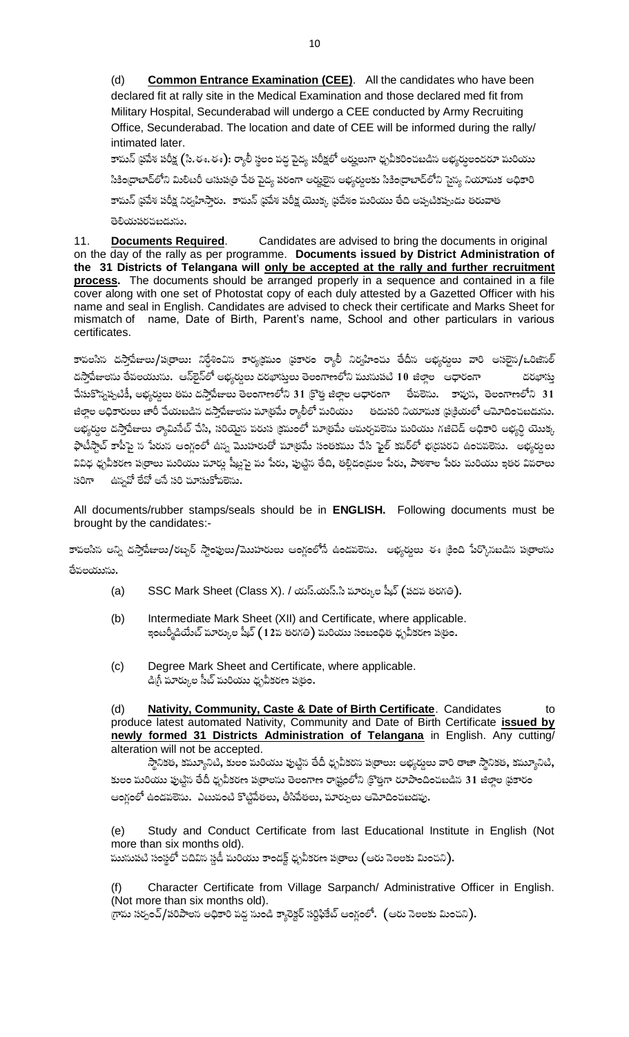(d) **Common Entrance Examination (CEE)**. All the candidates who have been declared fit at rally site in the Medical Examination and those declared med fit from Military Hospital, Secunderabad will undergo a CEE conducted by Army Recruiting Office, Secunderabad. The location and date of CEE will be informed during the rally/ intimated later.

కామన్ ప్రవేశ పరీక్ష (సి.ఈ.ఈ): ర్యాలీ స్థలం వద్ద వైద్య పరీక్షలో అర్హులుగా ధృవీకరించబడిన అభ్యర్థులందరూ మరియు సికింద్రాబాద్‌లోని మిలిటరీ ఆసుపత్రి చేత వైద్య పరంగా అర్హులైన అభ్యర్థులకు సికింద్రాబాద్‌లోని సైన్య నియామక అధికారి కామన్ ప్రవేశ పరీక్ష నిర్వహిస్తారు. కామన్ ప్రవేశ పరీక్ష యొక్క ప్రదేశం మరియు తేది అప్పటికప్పుడు తరువాత తెలియపరచబడును.

11. **Documents Required**. Candidates are advised to bring the documents in original on the day of the rally as per programme. **Documents issued by District Administration of the 31 Districts of Telangana will <u>only be accepted at the rally and further recruitment process</u>.** The documents should be arranged properly in a sequence and contained in a file cover along with one set of Photostat copy of each duly attested by a Gazetted Officer with his name and seal in English. Candidates are advised to check their certificate and Marks Sheet for mismatch of name, Date of Birth, Parent's name, School and other particulars in various certificates.

కావలసిన దస్తావేజులు/పత్రాలు: నిర్దేశించిన కార్యక్రమం ప్రకారం ర్యాలీ నిర్వహించు తేదీన అభ్యర్థులు వారి అసలైన/ఒరిజినల్ దస్తావేజులను తేవలయును. ఆన్‌లైన్‌లో అభ్యర్థులు దరఖాస్తులు తెలంగాణలోని మునుపటి 10 జిల్లాల ఆధారంగా దరఖాస్తు చేసుకొన్నప్పటికీ, అభ్యర్థులు తమ దస్తావేజులు తెలంగాణలోని 31 క్రొత్త జిల్లాల ఆధారంగా తేవలెను. కావున, తెలంగాణలోని 31 జిల్లాల అధికారులు జారీ చేయబడిన దస్తావేజులను మాత్రమే ర్యాలీలో మరియు తదుపరి నియామక ప్రక్రియలో ఆమోదించబడును. అభ్యర్థుల దస్తావేజులు ల్యామినేట్ చేసి, సరియైన వరుస క్రమంలో మాత్రమే అమర్చవలెను మరియు గజిటెడ్ అధికారి అభ్యర్థి యొక్క ఫొటోస్టాట్ కాపీపై స పేరున ఆంగ్లంలో ఉన్న మొహరుతో మాత్రమే సంతకము చేసి ఫైల్ కవర్‌లో భద్రపరచి ఉంచవలెను. అభ్యర్థులు వివిధ ధృవీకరణ పత్రాలు మరియు మార్కు షీట్లపై మ పేరు, పుట్టిన తేది, తల్లిదండ్రుల పేరు, పాఠశాల పేరు మరియు ఇతర వివరాలు సరిగా ఉన్నవో లేవో అనే సరి చూసుకోవలెను.

All documents/rubber stamps/seals should be in **ENGLISH.** Following documents must be brought by the candidates:-

కావలసిన అన్ని దస్తావేజులు/రబ్బర్ స్టాంపులు/మొహరులు ఆంగ్లంలోనే ఉండవలెను. అభ్యర్థులు ఈ క్రింది పేర్కొనబడిన పత్రాలను తేవలయును.

(a) SSC Mark Sheet (Class X). / యస్.యస్.సి మార్కుల షీట్ (పదవ తరగతి).

(b) Intermediate Mark Sheet (XII) and Certificate, where applicable.
ఇంటర్మీడియేట్ మార్కుల షీట్ (12వ తరగతి) మరియు సంబంధిత ధృవీకరణ పత్రం.

(c) Degree Mark Sheet and Certificate, where applicable.
డిగ్రీ మార్కుల సీట్ మరియు ధృవీకరణ పత్రం.

(d) **Nativity, Community, Caste & Date of Birth Certificate**. Candidates to produce latest automated Nativity, Community and Date of Birth Certificate **<u>issued by newly formed 31 Districts Administration of Telangana</u>** in English. Any cutting/ alteration will not be accepted.
స్థానికత, కమ్యూనిటి, కులం మరియు పుట్టిన తేదీ ధృవీకరణ పత్రాలు: అభ్యర్థులు వారి తాజా స్థానికత, కమ్యూనిటి, కులం మరియు పుట్టిన తేదీ ధృవీకరణ పత్రాలను తెలంగాణ రాష్ట్రంలోని క్రొత్తగా రూపొందించబడిన 31 జిల్లాల ప్రకారం ఆంగ్లంలో ఉండవలెను. ఎటువంటి కొట్టివేతలు, తీసివేతలు, మార్పులు ఆమోదించబడవు.

(e) Study and Conduct Certificate from last Educational Institute in English (Not more than six months old).
మునుపటి సంస్థలో చదివిన స్టడీ మరియు కాండక్ట్ ధృవీకరణ పత్రాలు (ఆరు నెలలకు మించని).

(f) Character Certificate from Village Sarpanch/ Administrative Officer in English. (Not more than six months old).
గ్రామ సర్పంచ్/పరిపాలన అధికారి వద్ద నుండి క్యారెక్టర్ సర్టిఫికేట్ ఆంగ్లంలో. (ఆరు నెలలకు మించని).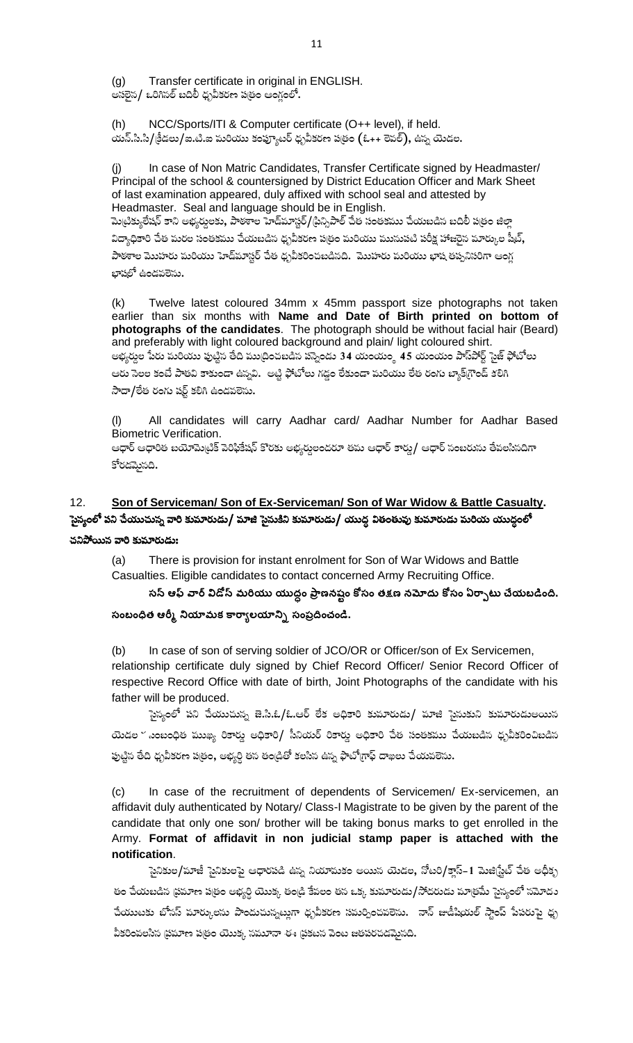(g) Transfer certificate in original in ENGLISH.
అసలైన/ ఒరిగినల్ బదిలీ ధృవీకరణ పత్రం ఆంగ్లంలో.

(h) NCC/Sports/ITI & Computer certificate (O++ level), if held.
యన్.సి.సి/క్రీడలు/ఐ.టి.ఐ మరియు కంప్యూటర్ ధృవీకరణ పత్రం (ఓ++ లెవల్), ఉన్న యెడల.

(j) In case of Non Matric Candidates, Transfer Certificate signed by Headmaster/ Principal of the school & countersigned by District Education Officer and Mark Sheet of last examination appeared, duly affixed with school seal and attested by Headmaster. Seal and language should be in English.
మెట్రిక్యులేషన్ కాని అభ్యర్థులకు, పాఠశాల హెడ్‌మాస్టర్/ప్రిన్సిపాల్ చేత సంతకము చేయబడిన బదిలీ పత్రం జిల్లా విద్యాధికారి చేత మరల సంతకము చేయబడిన ధృవీకరణ పత్రం మరియు మునుపటి పరీక్ష హాజరైన మార్కుల షీట్, పాఠశాల మొహరు మరియు హెడ్‌మాస్టర్ చేత ధృవీకరించబడినది. మొహరు మరియు భాష తప్పనిసరిగా ఆంగ్ల భాషలో ఉండవలెను.

(k) Twelve latest coloured 34mm x 45mm passport size photographs not taken earlier than six months with **Name and Date of Birth printed on bottom of photographs of the candidates**. The photograph should be without facial hair (Beard) and preferably with light coloured background and plain/ light coloured shirt.
అభ్యర్థుల పేరు మరియు పుట్టిన తేదీ ముద్రించబడిన పన్నెండు **34** యంయం x **45** యంయం పాస్‌పోర్ట్ సైజ్ ఫోటోలు ఆరు నెలల కంటే పాతవి కాకుండా ఉన్నవి. అట్టి ఫోటోలు గడ్డం లేకుండా మరియు లేత రంగు బ్యాక్‌గ్రౌండ్ కలిగి సాదా/లేత రంగు షర్ట్ కలిగి ఉండవలెను.

(l) All candidates will carry Aadhar card/ Aadhar Number for Aadhar Based Biometric Verification.
ఆధార్ ఆధారిత బయోమెట్రిక్ వెరిఫికేషన్ కొరకు అభ్యర్థులందరూ తమ ఆధార్ కార్డు/ ఆధార్ నంబరును తేవలసినదిగా కోరడమైనది.

## 12. Son of Serviceman/ Son of Ex-Serviceman/ Son of War Widow & Battle Casualty.

**సైన్యంలో పని చేయుచున్న వారి కుమారుడు/ మాజీ సైనుకిని కుమారుడు/ యుద్ధ వితంతువు కుమారుడు మరియు యుద్ధంలో చనిపోయిన వారి కుమారుడు:**

(a) There is provision for instant enrolment for Son of War Widows and Battle Casualties. Eligible candidates to contact concerned Army Recruiting Office.

**సన్ ఆఫ్ వార్ విడోస్ మరియు యుద్ధం ప్రాణనష్టం కోసం తక్షణ నమోదు కోసం ఏర్పాటు చేయబడింది. సంబంధిత ఆర్మీ నియామక కార్యాలయాన్ని సంప్రదించండి.**

(b) In case of son of serving soldier of JCO/OR or Officer/son of Ex Servicemen, relationship certificate duly signed by Chief Record Officer/ Senior Record Officer of respective Record Office with date of birth, Joint Photographs of the candidate with his father will be produced.

సైన్యంలో పని చేయుచున్న జె.సి.ఓ/ఓ.ఆర్ లేక అధికారి కుమారుడు/ మాజీ సైనుకుని కుమారుడుఅయిన యెడల సంబంధిత ముఖ్య రికార్డు అధికారి/ సీనియర్ రికార్డు అధికారి చేత సంతకము చేయబడిన ధృవీకరించబడిన పుట్టిన తేదీ ధృవీకరణ పత్రం, అభ్యర్థి తన తండ్రితో కలిసిన ఉన్న ఫొటోగ్రాఫ్ దాఖలు చేయవలెను.

(c) In case of the recruitment of dependents of Servicemen/ Ex-servicemen, an affidavit duly authenticated by Notary/ Class-I Magistrate to be given by the parent of the candidate that only one son/ brother will be taking bonus marks to get enrolled in the Army. **Format of affidavit in non judicial stamp paper is attached with the notification**.

సైనికుల/మాజీ సైనికులపై ఆధారపడి ఉన్న నియామకం అయిన యెడల, నోటరి/క్లాస్-1 మెజిస్ట్రేట్ చేత అధీకృతం చేయబడిన ప్రమాణ పత్రం అభ్యర్థి యొక్క తండ్రి కేవలం తన ఒక్క కుమారుడు/సోదరుడు మాత్రమే సైన్యంలో నమోదు చేయుటకు బోనస్ మార్కులను పొందుచున్నట్లుగా ధృవీకరణ సమర్పించవలెను. నాన్ జుడీషియల్ స్టాంప్ పేపరుపై ధృవీకరింపబడిన ప్రమాణ పత్రం యొక్క నమూనా ఈ ప్రకటన వెంట జతపరచడమైనది.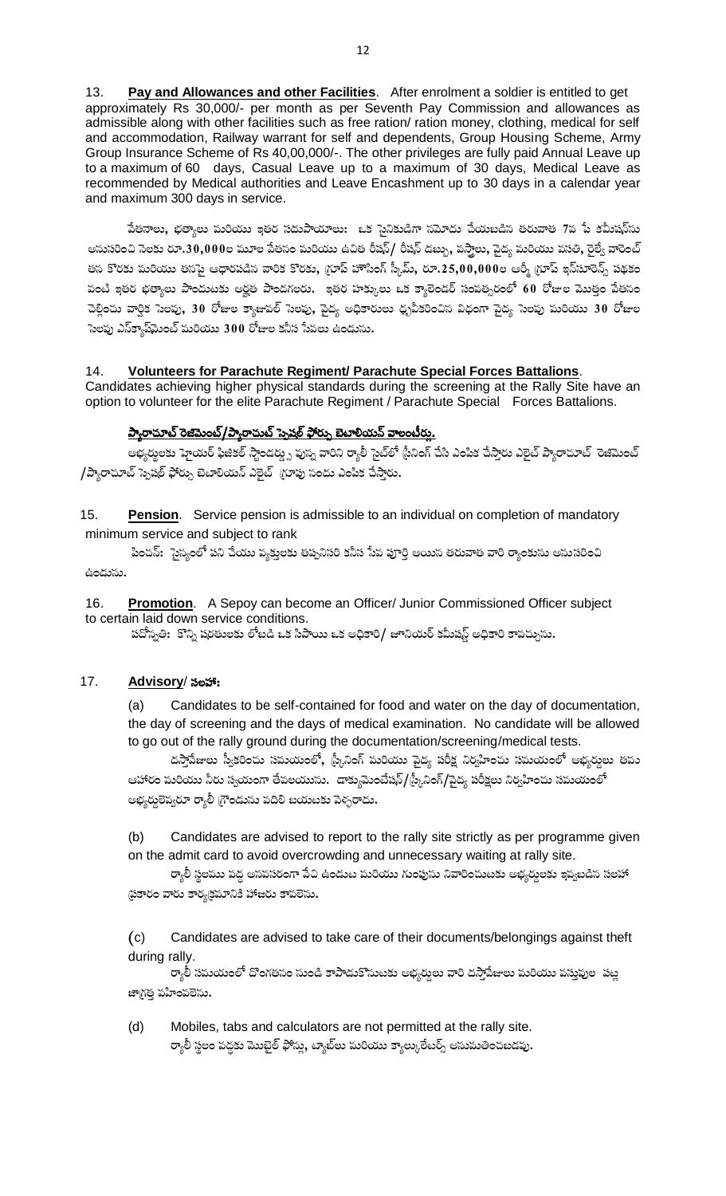13. **Pay and Allowances and other Facilities**. After enrolment a soldier is entitled to get approximately Rs 30,000/- per month as per Seventh Pay Commission and allowances as admissible along with other facilities such as free ration/ ration money, clothing, medical for self and accommodation, Railway warrant for self and dependents, Group Housing Scheme, Army Group Insurance Scheme of Rs 40,00,000/-. The other privileges are fully paid Annual Leave up to a maximum of 60 days, Casual Leave up to a maximum of 30 days, Medical Leave as recommended by Medical authorities and Leave Encashment up to 30 days in a calendar year and maximum 300 days in service.

వేతనాలు, భత్యాలు మరియు ఇతర సదుపాయాలు: ఒక సైనికుడిగా నమోదు చేయబడిన తరువాత 7వ పే కమీషన్‌ను అనుసరించి నెలకు రూ.30,000ల మూల వేతనం మరియు ఉచిత రేషన్/ రేషన్ డబ్బు, వస్త్రాలు, వైద్య మరియు వసతి, రైల్వే వారెంట్ తన కొరకు మరియు తనపై ఆధారపడిన వారికి కొరకు, గ్రూప్ హౌసింగ్ స్కీమ్, రూ.25,00,000ల ఆర్మీ గ్రూప్ ఇన్సూరెన్స్ పథకం వంటి ఇతర భత్యాలు పొందుటకు అర్హత పొందగలరు. ఇతర హక్కులు ఒక క్యాలెండర్ సంవత్సరంలో 60 రోజుల మొత్తం వేతనం చెల్లించు వార్షిక సెలవు, 30 రోజుల క్యాజువల్ సెలవు, వైద్య అధికారులు ధృవీకరించిన విధంగా వైద్య సెలవు మరియు 30 రోజుల సెలవు ఎన్‌క్యాష్‌మెంట్ మరియు 300 రోజుల కనీస సేవలు ఉండును.

14. **Volunteers for Parachute Regiment/ Parachute Special Forces Battalions**. Candidates achieving higher physical standards during the screening at the Rally Site have an option to volunteer for the elite Parachute Regiment / Parachute Special Forces Battalions.

**<u>ప్యారాచూట్ రెజిమెంట్/ప్యారాచూట్ స్పెషల్ ఫోర్సు బెటాలియన్ వాలంటీర్లు.</u>**

అభ్యర్థులకు హైయర్ ఫిజికల్ స్టాండర్డ్సు వున్న వారిని ర్యాలీ సైట్‌లో స్క్రీనింగ్ చేసి ఎంపిక చేస్తారు ఎలైట్ ప్యారాచూట్ రెజిమెంట్ /ప్యారాచూట్ స్పెషల్ ఫోర్సు బెటాలియన్ ఎలైట్ గ్రూపు నందు ఎంపిక చేస్తారు.

15. **Pension**. Service pension is admissible to an individual on completion of mandatory minimum service and subject to rank

పెంషన్: సైన్యంలో పని చేయు వ్యక్తులకు తప్పనిసరి కనీస సేవ పూర్తి అయిన తరువాత వారి ర్యాంకును అనుసరించి ఉండును.

16. **Promotion**. A Sepoy can become an Officer/ Junior Commissioned Officer subject to certain laid down service conditions.

పదోన్నతి: కొన్ని షరతులకు లోబడి ఒక సిపాయి ఒక అధికారి/ జూనియర్ కమీషన్డ్ అధికారి కావచ్చును.

17. **Advisory**/ **సలహా:**

(a) Candidates to be self-contained for food and water on the day of documentation, the day of screening and the days of medical examination. No candidate will be allowed to go out of the rally ground during the documentation/screening/medical tests.

దస్తావేజులు స్వీకరించు సమయంలో, స్క్రీనింగ్ మరియు వైద్య పరీక్ష నిర్వహించు సమయంలో అభ్యర్థులు తమ ఆహారం మరియు నీరు స్వయంగా తేవలయును. డాక్యుమెంటేషన్/స్క్రీనింగ్/వైద్య పరీక్షలు నిర్వహించు సమయంలో అభ్యర్థులెవ్వరూ ర్యాలీ గ్రౌండును వదిలి బయటకు వెళ్ళరాదు.

(b) Candidates are advised to report to the rally site strictly as per programme given on the admit card to avoid overcrowding and unnecessary waiting at rally site.

ర్యాలీ స్థలము వద్ద అనవసరంగా వేచి ఉండుట మరియు గుంపును నివారించుటకు అభ్యర్థులకు ఇవ్వబడిన సలహా ప్రకారం వారు కార్యక్రమానికి హాజరు కావలెను.

(c) Candidates are advised to take care of their documents/belongings against theft during rally.

ర్యాలీ సమయంలో దొంగతనం నుండి కాపాడుకొనుటకు అభ్యర్థులు వారి దస్తావేజులు మరియు వస్తువుల పట్ల జాగ్రత్త వహించవలెను.

(d) Mobiles, tabs and calculators are not permitted at the rally site.

ర్యాలీ స్థలం వద్దకు మొబైల్ ఫోన్లు, ట్యాబ్‌లు మరియు క్యాల్కులేటర్స్ అనుమతించబడవు.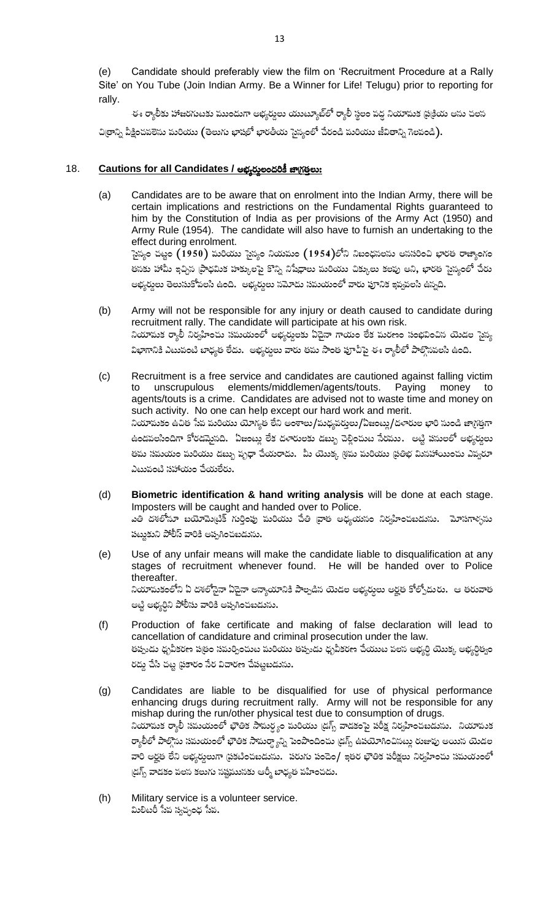(e) Candidate should preferably view the film on 'Recruitment Procedure at a Rally Site' on You Tube (Join Indian Army. Be a Winner for Life! Telugu) prior to reporting for rally.

ఈ ర్యాలీకు హాజరగుటకు ముందుగా అభ్యర్థులు యుట్యూబ్‌లో ర్యాలీ స్థలం వద్ద నియామక ప్రక్రియ అను చలన చిత్రాన్ని వీక్షించవలెను మరియు (తెలుగు భాషలో భారతీయ సైన్యంలో చేరండి మరియు జీవితాన్ని గెలవండి).

## 18. Cautions for all Candidates / అభ్యర్థులందరికీ జాగ్రత్తలు:

(a) Candidates are to be aware that on enrolment into the Indian Army, there will be certain implications and restrictions on the Fundamental Rights guaranteed to him by the Constitution of India as per provisions of the Army Act (1950) and Army Rule (1954). The candidate will also have to furnish an undertaking to the effect during enrolment.
సైన్యం చట్టం (1950) మరియు సైన్యం నియమం (1954)లోని నిబంధనలను అనుసరించి భారత రాజ్యాంగం తనకు హామీ ఇచ్చిన ప్రాథమిక హక్కులపై కొన్ని నిషేధాలు మరియు చిక్కులు కలవు అని, భారత సైన్యంలో చేరు అభ్యర్థులు తెలుసుకోవలసి ఉంది. అభ్యర్థులు నమోదు సమయంలో వారు పూనిక ఇవ్వవలసి ఉన్నది.

(b) Army will not be responsible for any injury or death caused to candidate during recruitment rally. The candidate will participate at his own risk.
నియామక ర్యాలీ నిర్వహించు సమయంలో అభ్యర్థులకు ఏదైనా గాయం లేక మరణం సంభవించిన యెడల సైన్య విభాగానికి ఎటువంటి బాధ్యత లేదు. అభ్యర్థులు వారు తమ సొంత పూచీపై ఈ ర్యాలీలో పాల్గొనవలసి ఉంది.

(c) Recruitment is a free service and candidates are cautioned against falling victim to unscrupulous elements/middlemen/agents/touts. Paying money to agents/touts is a crime. Candidates are advised not to waste time and money on such activity. No one can help except our hard work and merit.
నియామకం ఉచిత సేవ మరియు యోగ్యత లేని అంశాలు/మధ్యవర్తులు/ఏజంట్లు/దళారుల భారి నుండి జాగ్రత్తగా ఉండవలసిందిగా కోరడమైనది. ఏజంట్లు లేక దళారులకు డబ్బు చెల్లించుట నేరము. అట్టి పనులలో అభ్యర్థులు తమ సమయం మరియు డబ్బు వృధా చేయరాదు. మీ యొక్క శ్రమ మరియు ప్రతిభ మినహాయించు ఎవ్వరూ ఎటువంటి సహాయం చేయలేరు.

(d) **Biometric identification & hand writing analysis** will be done at each stage. Imposters will be caught and handed over to Police.
ప్రతి దశలోనూ బయోమెట్రిక్ గుర్తింపు మరియు చేతి వ్రాత అధ్యయనం నిర్వహించబడును. మోసగాళ్ళను పట్టుకుని పోలీస్ వారికి అప్పగించబడును.

(e) Use of any unfair means will make the candidate liable to disqualification at any stages of recruitment whenever found. He will be handed over to Police thereafter.
నియామకంలోని ఏ దశలోనైనా ఏదైనా అన్యాయానికి పాల్పడిన యెడల అభ్యర్థులు అర్హత కోల్పోదురు. ఆ తరువాత అట్టి అభ్యర్థిని పోలీసు వారికి అప్పగించబడును.

(f) Production of fake certificate and making of false declaration will lead to cancellation of candidature and criminal prosecution under the law.
తప్పుడు ధృవీకరణ పత్రం సమర్పించుట మరియు తప్పుడు ధృవీకరణ చేయుట వలన అభ్యర్థి యొక్క అభ్యర్థిత్వం రద్దు చేసి చట్ట ప్రకారం నేర విచారణ చేపట్టబడును.

(g) Candidates are liable to be disqualified for use of physical performance enhancing drugs during recruitment rally. Army will not be responsible for any mishap during the run/other physical test due to consumption of drugs.
నియామక ర్యాలీ సమయంలో భౌతిక సామర్థ్యం మరియు డ్రగ్స్ వాడకంపై పరీక్ష నిర్వహించబడును. నియామక ర్యాలీలో పాల్గొను సమయంలో భౌతిక సామర్థ్యాన్ని పెంపొందించు డ్రగ్స్ ఉపయోగించినట్లు రుజువు అయిన యెడల వారి అర్హత లేని అభ్యర్థులుగా ప్రకటించబడును. పరుగు పందెం/ ఇతర భౌతిక పరీక్షలు నిర్వహించు సమయంలో డ్రగ్స్ వాడకం వలన కలుగు నష్టమునకు ఆర్మీ బాధ్యత వహించదు.

(h) Military service is a volunteer service.
మిలిటరీ సేవ స్వచ్ఛంధ సేవ.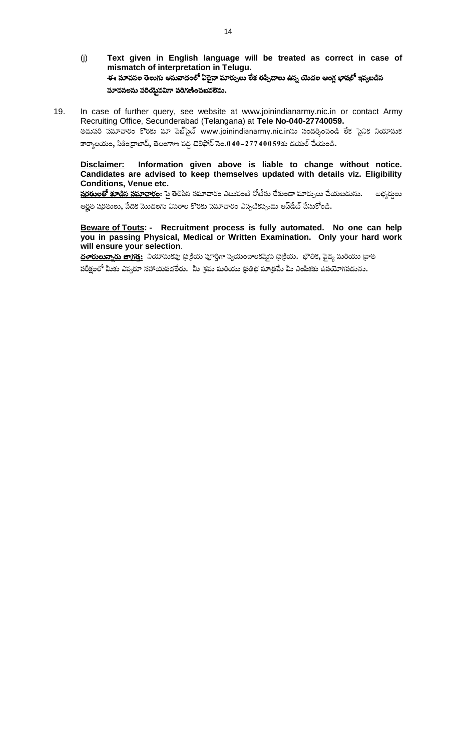(j) **Text given in English language will be treated as correct in case of mismatch of interpretation in Telugu.**
**ఈ సూచనల తెలుగు అనువాదంలో ఏదైనా మార్పులు లేక తప్పిదాలు ఉన్న యెడల ఆంగ్ల భాషలో ఇవ్వబడిన సూచనలను సరియైనవిగా పరిగణించబడెను.**

19. In case of further query, see website at www.joinindianarmy.nic.in or contact Army Recruiting Office, Secunderabad (Telangana) at **Tele No-040-27740059.**
తదుపరి సమాచారం కొరకు మా వెబ్‌సైట్ www.joinindianarmy.nic.inను సందర్శించండి లేక సైనిక నియామక కార్యాలయం, సికింద్రాబాద్, తెలంగాణ వద్ద టెలిఫోన్ నెం.**040-27740059**కు డయల్ చేయండి.

**<u>Disclaimer:</u> Information given above is liable to change without notice. Candidates are advised to keep themselves updated with details viz. Eligibility Conditions, Venue etc.**
**<u>షరతులతో కూడిన సమాచారం:</u>** పై తెలిపిన సమాచారం ఎటువంటి నోటీసు లేకుండా మార్పులు చేయబడును. అభ్యర్థులు అర్హత షరతులు, వేదిక మొదలగు వివరాల కొరకు సమాచారం ఎప్పటికప్పుడు అప్‌డేట్ చేసుకోండి.

**<u>Beware of Touts</u>: - Recruitment process is fully automated. No one can help you in passing Physical, Medical or Written Examination. Only your hard work will ensure your selection**.
**<u>దళారులున్నారు జాగ్రత్త:</u>** నియామకపు ప్రక్రియ పూర్తిగా స్వయంచాలకమైన ప్రక్రియ. భౌతిక, వైద్య మరియు వ్రాత పరీక్షలలో మీకు ఎవ్వరూ సహాయపడలేరు. మీ శ్రమ మరియు ప్రతిభ మాత్రమే మీ ఎంపికకు ఉపయోగపడును.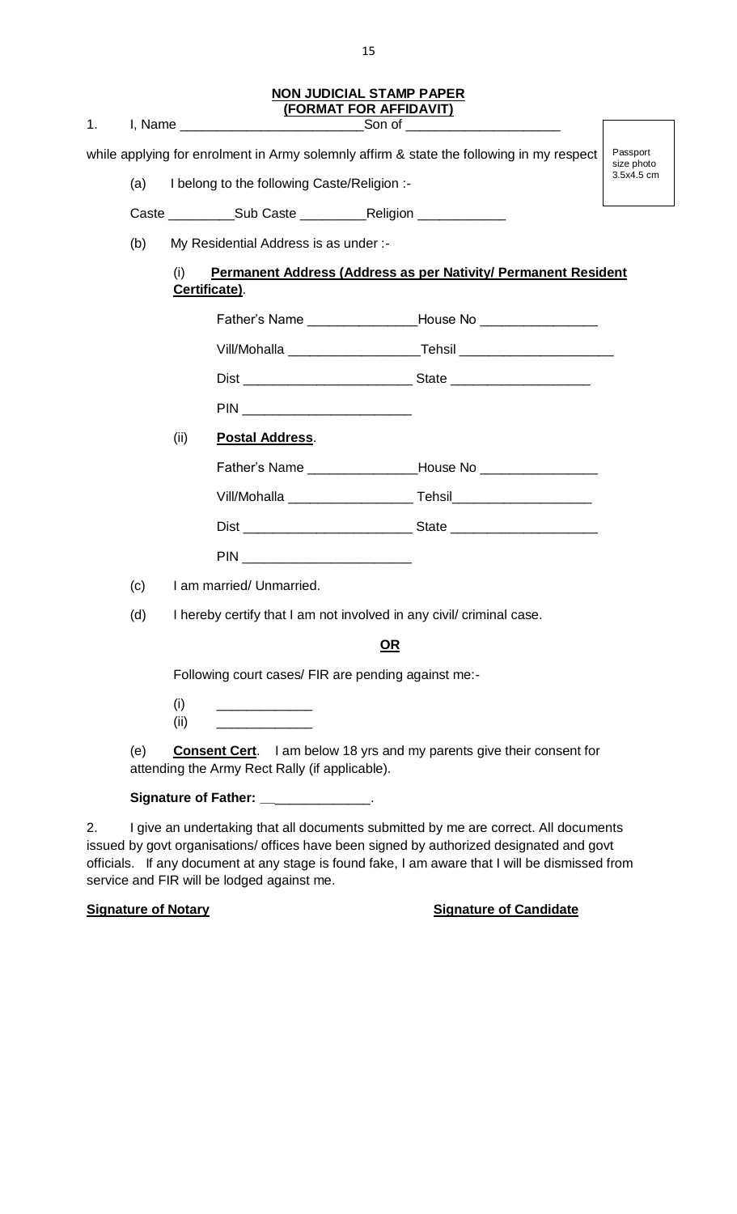**NON JUDICIAL STAMP PAPER**
**(FORMAT FOR AFFIDAVIT)**

Passport size photo 3.5x4.5 cm

1. I, Name ________________________Son of ____________________ while applying for enrolment in Army solemnly affirm & state the following in my respect

(a) I belong to the following Caste/Religion :-

Caste _________Sub Caste _________Religion ___________

(b) My Residential Address is as under :-

(i) **Permanent Address (Address as per Nativity/ Permanent Resident Certificate)**.

Father's Name ______________House No _______________

Vill/Mohalla _________________Tehsil ____________________

Dist ______________________ State __________________

PIN ______________________

(ii) **Postal Address**.

Father's Name ______________House No _______________

Vill/Mohalla ________________ Tehsil__________________

Dist ______________________ State ___________________

PIN ______________________

(c) I am married/ Unmarried.

(d) I hereby certify that I am not involved in any civil/ criminal case.

**OR**

Following court cases/ FIR are pending against me:-

(i) ____________
(ii) ____________

(e) **Consent Cert**. I am below 18 yrs and my parents give their consent for attending the Army Rect Rally (if applicable).

**Signature of Father: \_\_**_____________.

2. I give an undertaking that all documents submitted by me are correct. All documents issued by govt organisations/ offices have been signed by authorized designated and govt officials. If any document at any stage is found fake, I am aware that I will be dismissed from service and FIR will be lodged against me.

**Signature of Notary** **Signature of Candidate**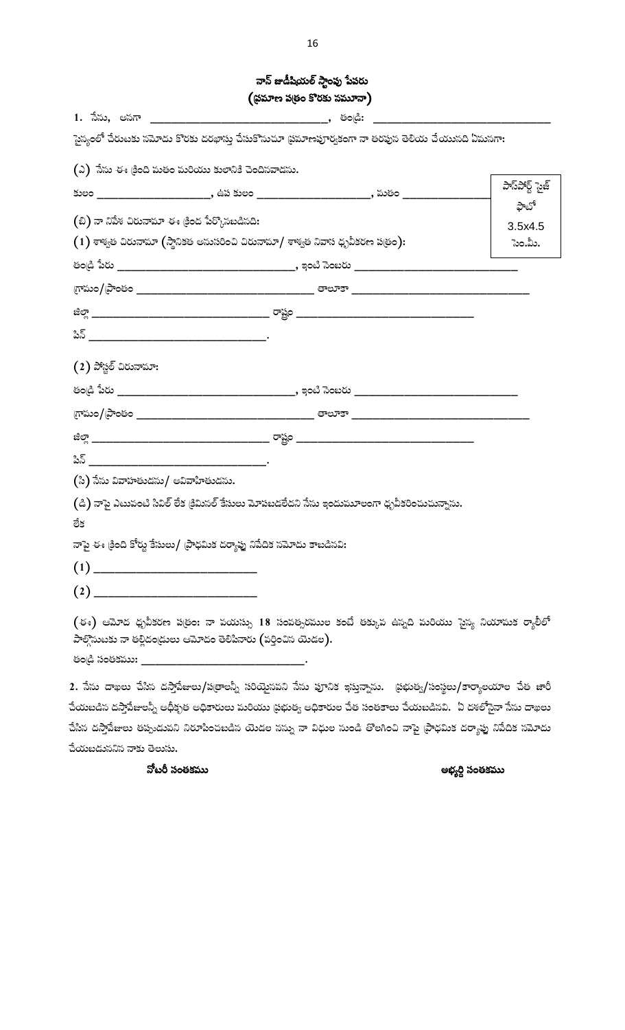# నాన్ జుడీషియల్ స్టాంపు పేపరు
## (ప్రమాణ పత్రం కొరకు నమూనా)

**1.** నేను, అనగా ______________________________, తండ్రి: ______________________________

సైన్యంలో చేరుటకు నమోదు కొరకు దరఖాస్తు చేసుకొనుచూ ప్రమాణపూర్వకంగా నా తరఫున తెలియ చేయునది ఏమనగా:

(ఏ) నేను ఈ క్రింది మతం మరియు కులానికి చెందినవాడను.

కులం ____________________, ఉప కులం ____________________, మతం ________________

పాస్‌పోర్ట్ సైజ్ ఫోటో 3.5x4.5 సెం.మీ.

(బి) నా నివాస చిరునామా ఈ క్రింద పేర్కొనబడినది:

(1) శాశ్వత చిరునామా (స్థానికత అనుసరించి చిరునామా/ శాశ్వత నివాస ధృవీకరణ పత్రం):

తండ్రి పేరు ______________________________, ఇంటి నెంబరు ______________________________

గ్రామం/ప్రాంతం ______________________________ తాలూకా ______________________________

జిల్లా ______________________________ రాష్ట్రం ______________________________

పిన్ ______________________________.

(2) పోస్టల్ చిరునామా:

తండ్రి పేరు ______________________________, ఇంటి నెంబరు ______________________________

గ్రామం/ప్రాంతం ______________________________ తాలూకా ______________________________

జిల్లా ______________________________ రాష్ట్రం ______________________________

పిన్ ______________________________.

(సి) నేను వివాహితుడను/ అవివాహితుడను.

(డి) నాపై ఎటువంటి సివిల్ లేక క్రిమినల్ కేసులు మోపబడలేదని నేను ఇందుమూలంగా ధృవీకరించుచున్నాను.

లేక

నాపై ఈ క్రింది కోర్టు కేసులు/ ప్రాథమిక దర్యాప్తు నివేదిక నమోదు కాబడినవి:

(1) ____________________________

(2) ____________________________

(ఈ) ఆమోద ధృవీకరణ పత్రం: నా వయస్సు 18 సంవత్సరముల కంటే తక్కువ ఉన్నది మరియు సైన్య నియామక ర్యాలీలో పాల్గొనుటకు నా తల్లిదండ్రులు ఆమోదం తెలిపినారు (వర్తించిన యెడల).

తండ్రి సంతకము: ______________________________.

**2.** నేను దాఖలు చేసిన దస్తావేజులు/పత్రాలన్నీ సరియైనవని నేను పూనిక ఇస్తున్నాను. ప్రభుత్వ/సంస్థలు/కార్యాలయాల చేత జారీ చేయబడిన దస్తావేజులన్నీ అధీకృత అధికారులు మరియు ప్రభుత్వ అధికారుల చేత సంతకాలు చేయబడినవి. ఏ దశలోనైనా నేను దాఖలు చేసిన దస్తావేజులు తప్పుడువని నిరూపించబడిన యెడల నన్ను నా విధుల నుండి తొలగించి నాపై ప్రాథమిక దర్యాప్తు నివేదిక నమోదు చేయబడునని నాకు తెలుసు.

**నోటరీ సంతకము** **అభ్యర్థి సంతకము**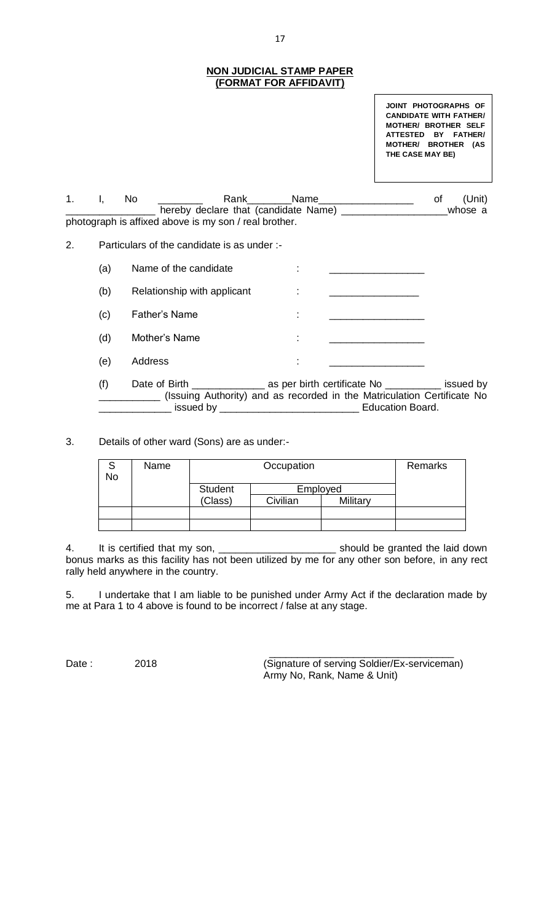**NON JUDICIAL STAMP PAPER**
**(FORMAT FOR AFFIDAVIT)**

**JOINT PHOTOGRAPHS OF CANDIDATE WITH FATHER/ MOTHER/ BROTHER SELF ATTESTED BY FATHER/ MOTHER/ BROTHER (AS THE CASE MAY BE)**

1. I, No ________ Rank________Name_________________ of (Unit) ________________ hereby declare that (candidate Name) ___________________whose a photograph is affixed above is my son / real brother.

2. Particulars of the candidate is as under :-

   (a) Name of the candidate : _________________

   (b) Relationship with applicant : ________________

   (c) Father's Name : _________________

   (d) Mother's Name : _________________

   (e) Address : _________________

   (f) Date of Birth _____________ as per birth certificate No __________ issued by ___________ (Issuing Authority) and as recorded in the Matriculation Certificate No _____________ issued by _________________________ Education Board.

3. Details of other ward (Sons) are as under:-

| S No | Name | Occupation | | | Remarks |
|---|---|---|---|---|---|
| | | Student | Employed | | |
| | | (Class) | Civilian | Military | |
| | | | | | |
| | | | | | |

4. It is certified that my son, _____________________ should be granted the laid down bonus marks as this facility has not been utilized by me for any other son before, in any rect rally held anywhere in the country.

5. I undertake that I am liable to be punished under Army Act if the declaration made by me at Para 1 to 4 above is found to be incorrect / false at any stage.

Date : 2018

_________________________________
(Signature of serving Soldier/Ex-serviceman)
Army No, Rank, Name & Unit)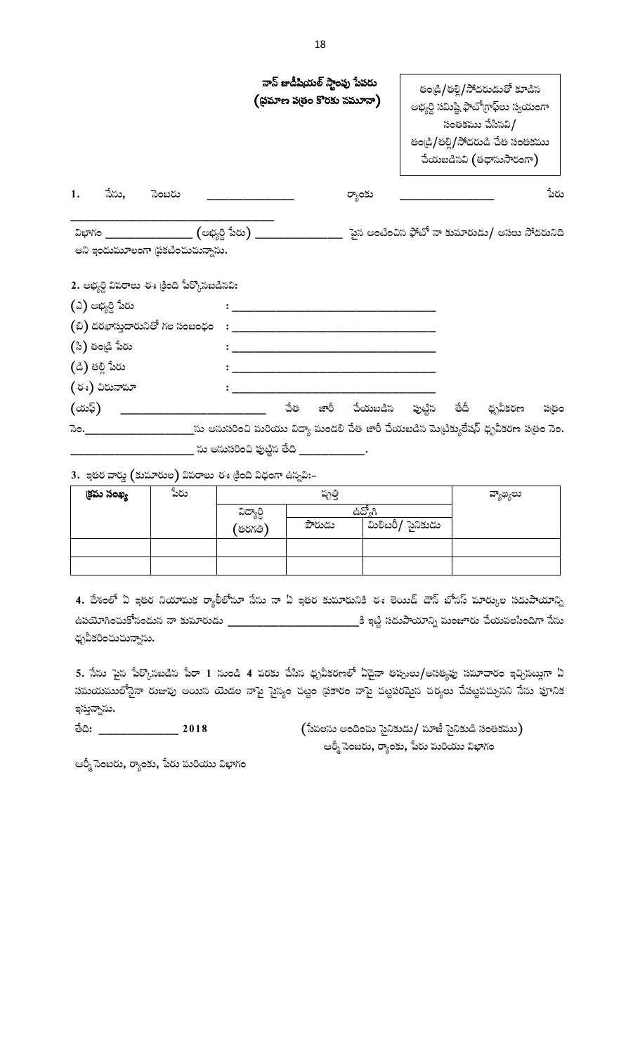**నాన్ జుడీషియల్ స్టాంపు పేపరు**
**(ప్రమాణ పత్రం కొరకు నమూనా)**

తండ్రి/తల్లి/సోదరుడుతో కూడిన అభ్యర్థి సమిష్టి ఫోటోగ్రాఫ్‌లు స్వయంగా సంతకము చేసినవి/ తండ్రి/తల్లి/సోదరుడి చేత సంతకము చేయబడినవి (తథానుసారంగా)

**1.** నేను, నెంబరు _______________ ర్యాంకు _______________ పేరు _______________________________ విభాగం _______________ (అభ్యర్థి పేరు) _______________ పైన అంటించిన ఫోటో నా కుమారుడు/ అసలు సోదరునిది అని ఇందుమూలంగా ప్రకటించుచున్నాను.

**2.** అభ్యర్థి వివరాలు ఈ క్రింది పేర్కొనబడినవి:

(ఎ) అభ్యర్థి పేరు : ________________________________

(బి) దరఖాస్తుదారునితో గల సంబంధం : ________________________________

(సి) తండ్రి పేరు : ________________________________

(డి) తల్లి పేరు : ________________________________

(ఈ) చిరునామా : ________________________________

(యఫ్) ________________________ చేత జారీ చేయబడిన పుట్టిన తేదీ ధృవీకరణ పత్రం నెం.____________________ను అనుసరించి మరియు విద్యా మండలి చేత జారీ చేయబడిన మెట్రిక్యులేషన్ ధృవీకరణ పత్రం నెం. _____________________ ను అనుసరించి పుట్టిన తేదీ ___________.

**3.** ఇతర వార్డు (కుమారుల) వివరాలు ఈ క్రింది విధంగా ఉన్నవి:-

| క్రమ సంఖ్య | పేరు | వృత్తి | | | వ్యాఖ్యలు |
|---|---|---|---|---|---|
| | | విద్యార్థి (తరగతి) | ఉద్యోగి | | |
| | | | పౌరుడు | మిలిటరీ/ సైనికుడు | |
| | | | | | |
| | | | | | |

**4.** దేశంలో ఏ ఇతర నియామక ర్యాలీలోనూ నేను నా ఏ ఇతర కుమారునికి ఈ లెయిడ్ డౌన్ బోనస్ మార్కుల సదుపాయాన్ని ఉపయోగించుకోనందున నా కుమారుడు ______________________కి ఇట్టి సదుపాయాన్ని మంజూరు చేయవలసిందిగా నేను ధృవీకరించుచున్నాను.

**5.** నేను పైన పేర్కొనబడిన పేరా **1** నుండి **4** వరకు చేసిన ధృవీకరణలో ఏదైనా తప్పులు/అసత్యపు సమాచారం ఇచ్చినట్లుగా ఏ సమయములోనైనా రుజువు అయిన యెడల నాపై సైన్యం చట్టం ప్రకారం నాపై చట్టపరమైన చర్యలు చేపట్టవచ్చునని నేను పూనిక ఇస్తున్నాను.

తేదీ: _____________ **2018**

(సేవలను అందించు సైనికుడు/ మాజీ సైనికుడి సంతకము)
ఆర్మీ నెంబరు, ర్యాంకు, పేరు మరియు విభాగం

ఆర్మీ నెంబరు, ర్యాంకు, పేరు మరియు విభాగం